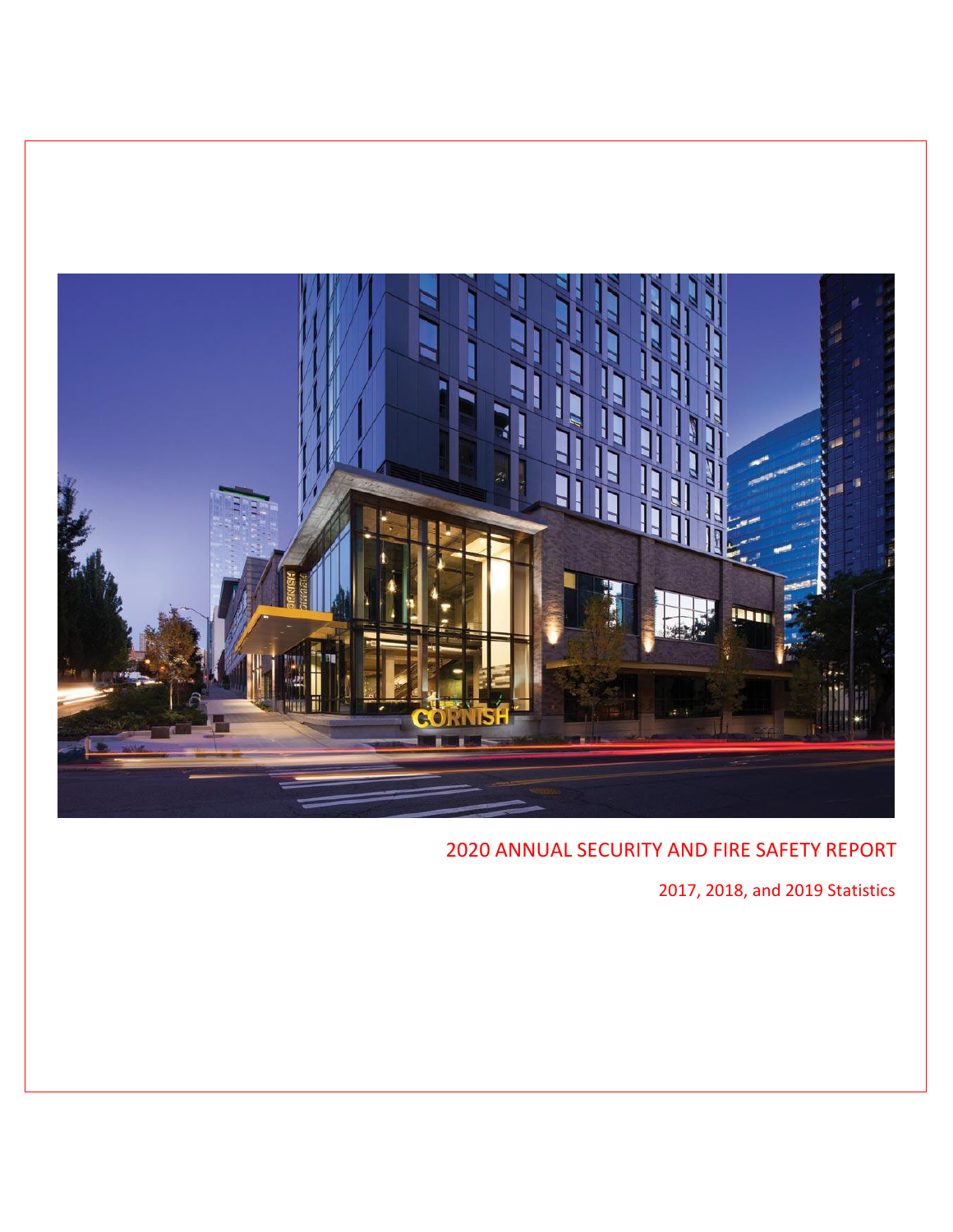# 2020 ANNUAL SECURITY AND FIRE SAFETY REPORT

2017, 2018, and 2019 Statistics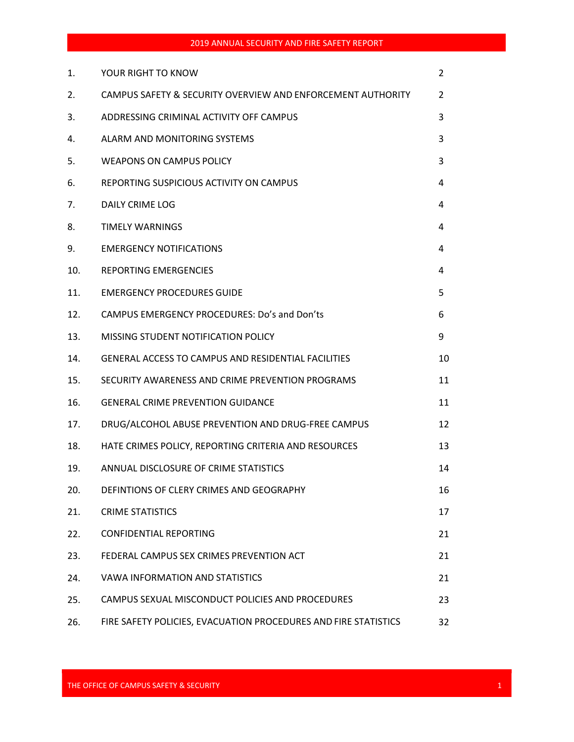| | | |
|---|---|---|
| 1. | YOUR RIGHT TO KNOW | 2 |
| 2. | CAMPUS SAFETY & SECURITY OVERVIEW AND ENFORCEMENT AUTHORITY | 2 |
| 3. | ADDRESSING CRIMINAL ACTIVITY OFF CAMPUS | 3 |
| 4. | ALARM AND MONITORING SYSTEMS | 3 |
| 5. | WEAPONS ON CAMPUS POLICY | 3 |
| 6. | REPORTING SUSPICIOUS ACTIVITY ON CAMPUS | 4 |
| 7. | DAILY CRIME LOG | 4 |
| 8. | TIMELY WARNINGS | 4 |
| 9. | EMERGENCY NOTIFICATIONS | 4 |
| 10. | REPORTING EMERGENCIES | 4 |
| 11. | EMERGENCY PROCEDURES GUIDE | 5 |
| 12. | CAMPUS EMERGENCY PROCEDURES: Do's and Don'ts | 6 |
| 13. | MISSING STUDENT NOTIFICATION POLICY | 9 |
| 14. | GENERAL ACCESS TO CAMPUS AND RESIDENTIAL FACILITIES | 10 |
| 15. | SECURITY AWARENESS AND CRIME PREVENTION PROGRAMS | 11 |
| 16. | GENERAL CRIME PREVENTION GUIDANCE | 11 |
| 17. | DRUG/ALCOHOL ABUSE PREVENTION AND DRUG-FREE CAMPUS | 12 |
| 18. | HATE CRIMES POLICY, REPORTING CRITERIA AND RESOURCES | 13 |
| 19. | ANNUAL DISCLOSURE OF CRIME STATISTICS | 14 |
| 20. | DEFINTIONS OF CLERY CRIMES AND GEOGRAPHY | 16 |
| 21. | CRIME STATISTICS | 17 |
| 22. | CONFIDENTIAL REPORTING | 21 |
| 23. | FEDERAL CAMPUS SEX CRIMES PREVENTION ACT | 21 |
| 24. | VAWA INFORMATION AND STATISTICS | 21 |
| 25. | CAMPUS SEXUAL MISCONDUCT POLICIES AND PROCEDURES | 23 |
| 26. | FIRE SAFETY POLICIES, EVACUATION PROCEDURES AND FIRE STATISTICS | 32 |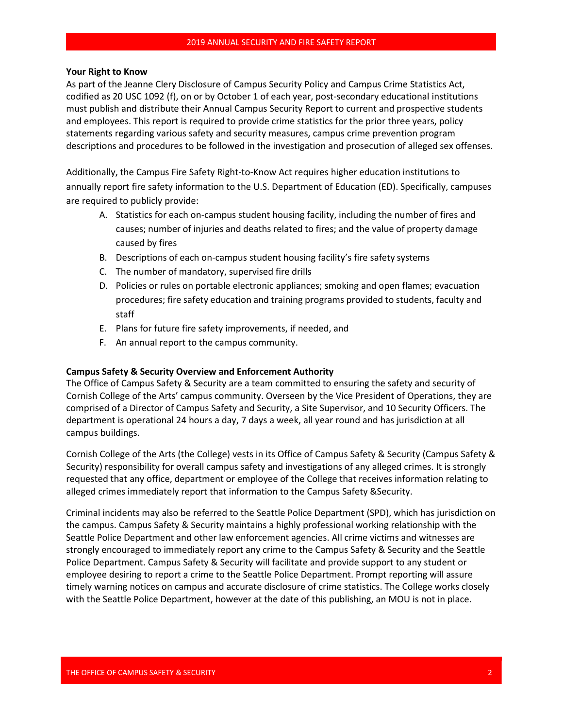### Your Right to Know

As part of the Jeanne Clery Disclosure of Campus Security Policy and Campus Crime Statistics Act, codified as 20 USC 1092 (f), on or by October 1 of each year, post-secondary educational institutions must publish and distribute their Annual Campus Security Report to current and prospective students and employees. This report is required to provide crime statistics for the prior three years, policy statements regarding various safety and security measures, campus crime prevention program descriptions and procedures to be followed in the investigation and prosecution of alleged sex offenses.

Additionally, the Campus Fire Safety Right-to-Know Act requires higher education institutions to annually report fire safety information to the U.S. Department of Education (ED). Specifically, campuses are required to publicly provide:

A. Statistics for each on-campus student housing facility, including the number of fires and causes; number of injuries and deaths related to fires; and the value of property damage caused by fires
B. Descriptions of each on-campus student housing facility's fire safety systems
C. The number of mandatory, supervised fire drills
D. Policies or rules on portable electronic appliances; smoking and open flames; evacuation procedures; fire safety education and training programs provided to students, faculty and staff
E. Plans for future fire safety improvements, if needed, and
F. An annual report to the campus community.

### Campus Safety & Security Overview and Enforcement Authority

The Office of Campus Safety & Security are a team committed to ensuring the safety and security of Cornish College of the Arts' campus community. Overseen by the Vice President of Operations, they are comprised of a Director of Campus Safety and Security, a Site Supervisor, and 10 Security Officers. The department is operational 24 hours a day, 7 days a week, all year round and has jurisdiction at all campus buildings.

Cornish College of the Arts (the College) vests in its Office of Campus Safety & Security (Campus Safety & Security) responsibility for overall campus safety and investigations of any alleged crimes. It is strongly requested that any office, department or employee of the College that receives information relating to alleged crimes immediately report that information to the Campus Safety &Security.

Criminal incidents may also be referred to the Seattle Police Department (SPD), which has jurisdiction on the campus. Campus Safety & Security maintains a highly professional working relationship with the Seattle Police Department and other law enforcement agencies. All crime victims and witnesses are strongly encouraged to immediately report any crime to the Campus Safety & Security and the Seattle Police Department. Campus Safety & Security will facilitate and provide support to any student or employee desiring to report a crime to the Seattle Police Department. Prompt reporting will assure timely warning notices on campus and accurate disclosure of crime statistics. The College works closely with the Seattle Police Department, however at the date of this publishing, an MOU is not in place.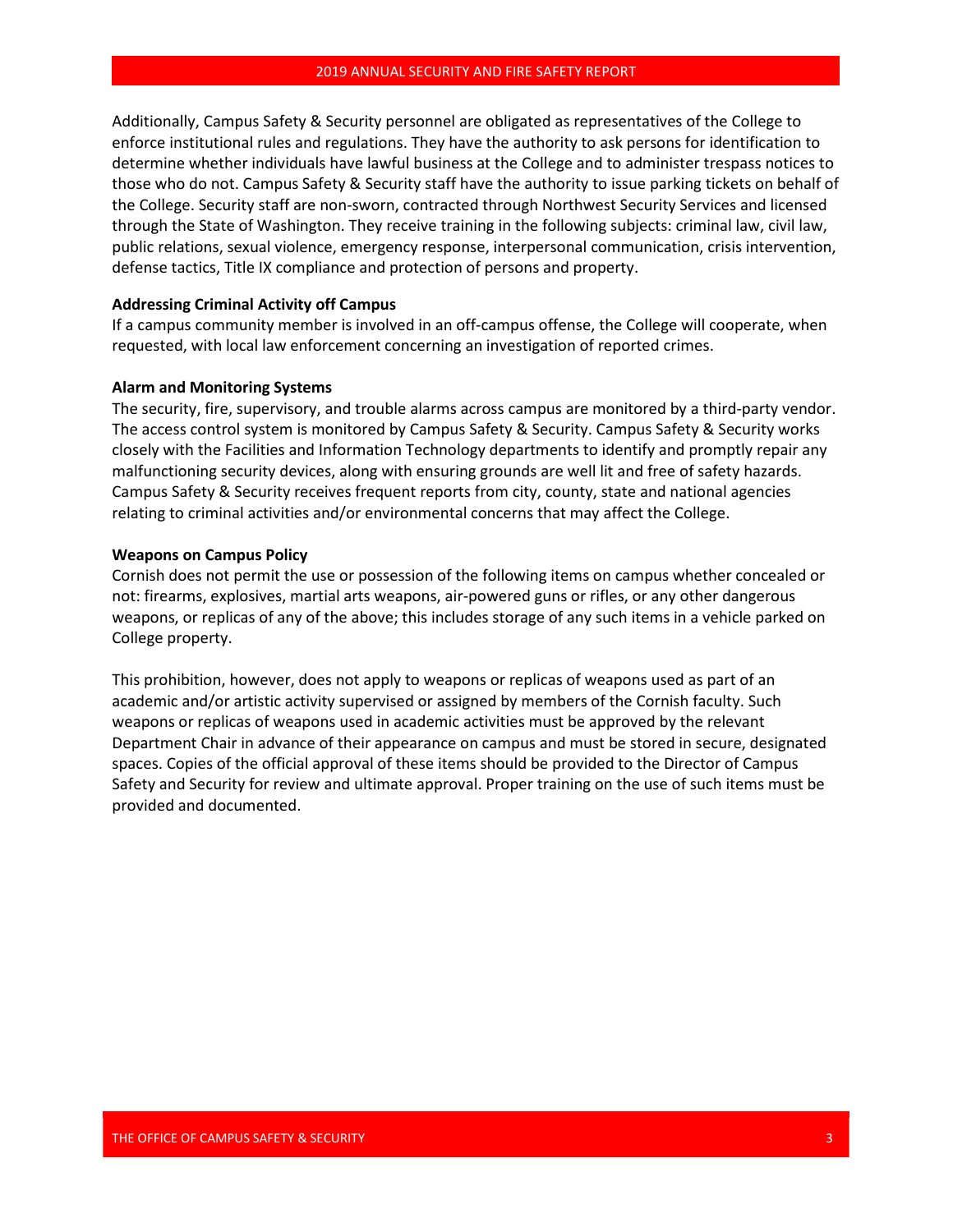Additionally, Campus Safety & Security personnel are obligated as representatives of the College to enforce institutional rules and regulations. They have the authority to ask persons for identification to determine whether individuals have lawful business at the College and to administer trespass notices to those who do not. Campus Safety & Security staff have the authority to issue parking tickets on behalf of the College. Security staff are non-sworn, contracted through Northwest Security Services and licensed through the State of Washington. They receive training in the following subjects: criminal law, civil law, public relations, sexual violence, emergency response, interpersonal communication, crisis intervention, defense tactics, Title IX compliance and protection of persons and property.

**Addressing Criminal Activity off Campus**

If a campus community member is involved in an off-campus offense, the College will cooperate, when requested, with local law enforcement concerning an investigation of reported crimes.

**Alarm and Monitoring Systems**

The security, fire, supervisory, and trouble alarms across campus are monitored by a third-party vendor. The access control system is monitored by Campus Safety & Security. Campus Safety & Security works closely with the Facilities and Information Technology departments to identify and promptly repair any malfunctioning security devices, along with ensuring grounds are well lit and free of safety hazards. Campus Safety & Security receives frequent reports from city, county, state and national agencies relating to criminal activities and/or environmental concerns that may affect the College.

**Weapons on Campus Policy**

Cornish does not permit the use or possession of the following items on campus whether concealed or not: firearms, explosives, martial arts weapons, air-powered guns or rifles, or any other dangerous weapons, or replicas of any of the above; this includes storage of any such items in a vehicle parked on College property.

This prohibition, however, does not apply to weapons or replicas of weapons used as part of an academic and/or artistic activity supervised or assigned by members of the Cornish faculty. Such weapons or replicas of weapons used in academic activities must be approved by the relevant Department Chair in advance of their appearance on campus and must be stored in secure, designated spaces. Copies of the official approval of these items should be provided to the Director of Campus Safety and Security for review and ultimate approval. Proper training on the use of such items must be provided and documented.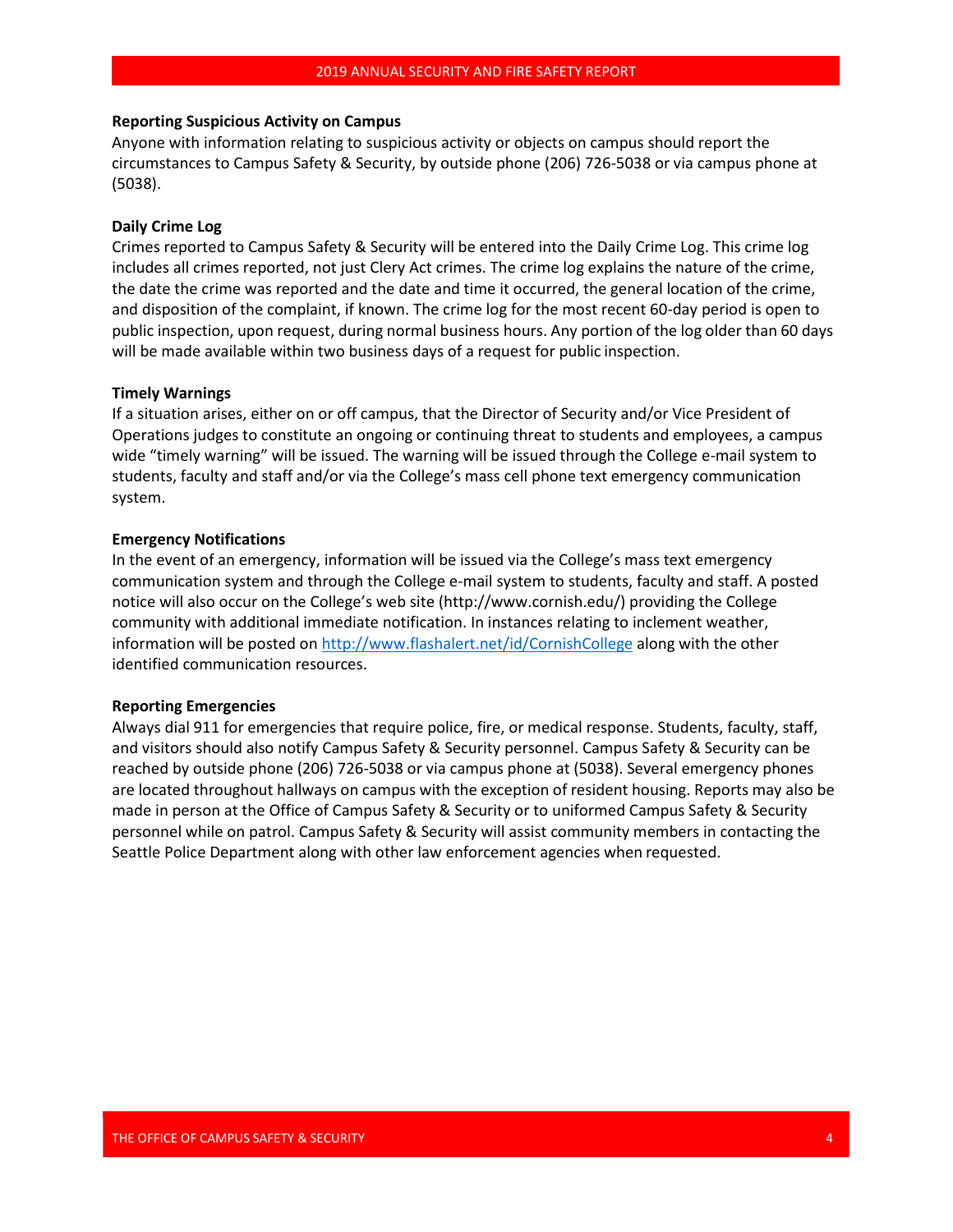**Reporting Suspicious Activity on Campus**

Anyone with information relating to suspicious activity or objects on campus should report the circumstances to Campus Safety & Security, by outside phone (206) 726-5038 or via campus phone at (5038).

**Daily Crime Log**

Crimes reported to Campus Safety & Security will be entered into the Daily Crime Log. This crime log includes all crimes reported, not just Clery Act crimes. The crime log explains the nature of the crime, the date the crime was reported and the date and time it occurred, the general location of the crime, and disposition of the complaint, if known. The crime log for the most recent 60-day period is open to public inspection, upon request, during normal business hours. Any portion of the log older than 60 days will be made available within two business days of a request for public inspection.

**Timely Warnings**

If a situation arises, either on or off campus, that the Director of Security and/or Vice President of Operations judges to constitute an ongoing or continuing threat to students and employees, a campus wide "timely warning" will be issued. The warning will be issued through the College e-mail system to students, faculty and staff and/or via the College's mass cell phone text emergency communication system.

**Emergency Notifications**

In the event of an emergency, information will be issued via the College's mass text emergency communication system and through the College e-mail system to students, faculty and staff. A posted notice will also occur on the College's web site (http://www.cornish.edu/) providing the College community with additional immediate notification. In instances relating to inclement weather, information will be posted on http://www.flashalert.net/id/CornishCollege along with the other identified communication resources.

**Reporting Emergencies**

Always dial 911 for emergencies that require police, fire, or medical response. Students, faculty, staff, and visitors should also notify Campus Safety & Security personnel. Campus Safety & Security can be reached by outside phone (206) 726-5038 or via campus phone at (5038). Several emergency phones are located throughout hallways on campus with the exception of resident housing. Reports may also be made in person at the Office of Campus Safety & Security or to uniformed Campus Safety & Security personnel while on patrol. Campus Safety & Security will assist community members in contacting the Seattle Police Department along with other law enforcement agencies when requested.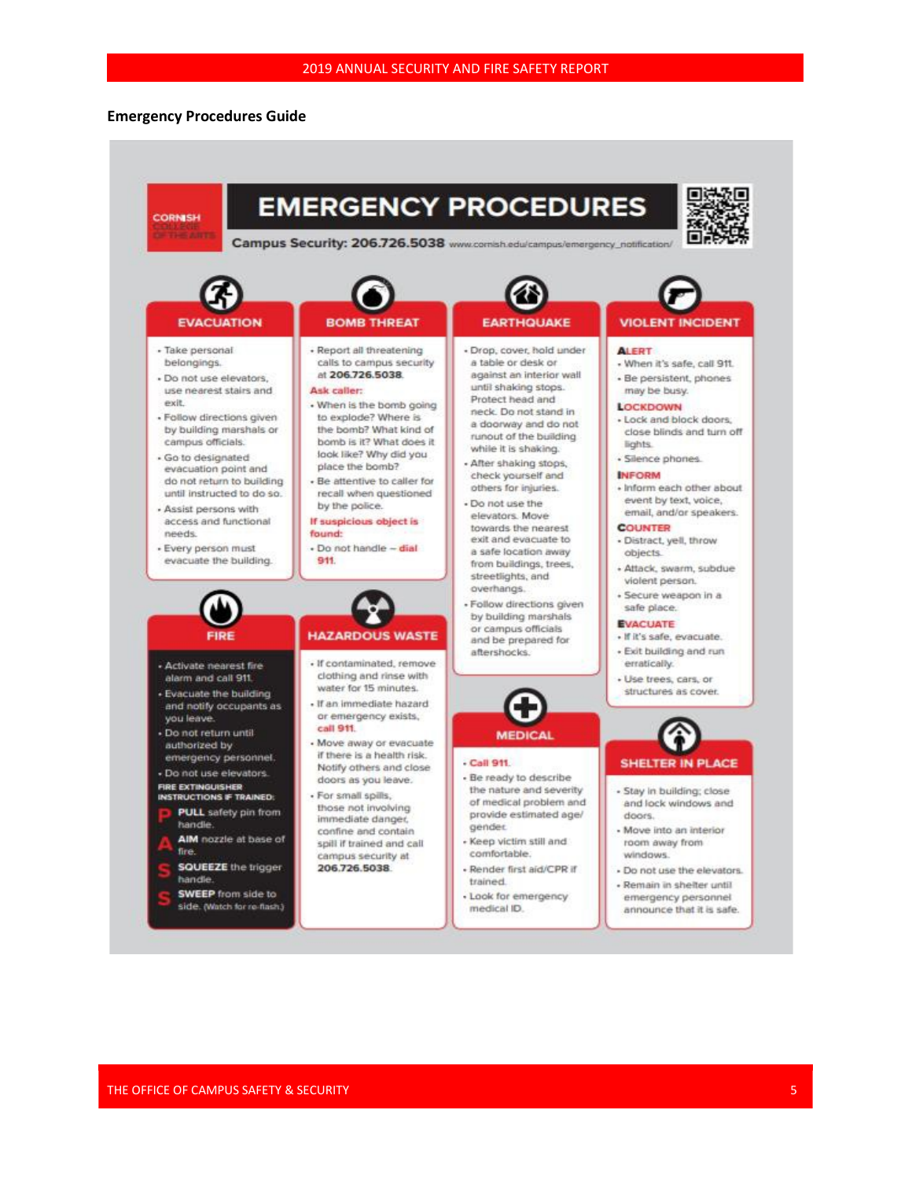## Emergency Procedures Guide

# EMERGENCY PROCEDURES

CORNISH COLLEGE OF THE ARTS

**Campus Security: 206.726.5038** www.cornish.edu/campus/emergency_notification/

### EVACUATION

- Take personal belongings.
- Do not use elevators, use nearest stairs and exit.
- Follow directions given by building marshals or campus officials.
- Go to designated evacuation point and do not return to building until instructed to do so.
- Assist persons with access and functional needs.
- Every person must evacuate the building.

### BOMB THREAT

- Report all threatening calls to campus security at **206.726.5038**.

**Ask caller:**

- When is the bomb going to explode? Where is the bomb? What kind of bomb is it? What does it look like? Why did you place the bomb?
- Be attentive to caller for recall when questioned by the police.

**If suspicious object is found:**

- Do not handle – **dial 911**.

### EARTHQUAKE

- Drop, cover, hold under a table or desk or against an interior wall until shaking stops. Protect head and neck. Do not stand in a doorway and do not runout of the building while it is shaking.
- After shaking stops, check yourself and others for injuries.
- Do not use the elevators. Move towards the nearest exit and evacuate to a safe location away from buildings, trees, streetlights, and overhangs.
- Follow directions given by building marshals or campus officials and be prepared for aftershocks.

### VIOLENT INCIDENT

**ALERT**

- When it's safe, call 911.
- Be persistent, phones may be busy.

**LOCKDOWN**

- Lock and block doors, close blinds and turn off lights.
- Silence phones.

**INFORM**

- Inform each other about event by text, voice, email, and/or speakers.

**COUNTER**

- Distract, yell, throw objects.
- Attack, swarm, subdue violent person.
- Secure weapon in a safe place.

**EVACUATE**

- If it's safe, evacuate.
- Exit building and run erratically.
- Use trees, cars, or structures as cover.

### FIRE

- Activate nearest fire alarm and call 911.
- Evacuate the building and notify occupants as you leave.
- Do not return until authorized by emergency personnel.
- Do not use elevators.

**FIRE EXTINGUISHER INSTRUCTIONS IF TRAINED:**

- **P** — **PULL** safety pin from handle.
- **A** — **AIM** nozzle at base of fire.
- **S** — **SQUEEZE** the trigger handle.
- **S** — **SWEEP** from side to side. (Watch for re-flash.)

### HAZARDOUS WASTE

- If contaminated, remove clothing and rinse with water for 15 minutes.
- If an immediate hazard or emergency exists, **call 911**.
- Move away or evacuate if there is a health risk. Notify others and close doors as you leave.
- For small spills, those not involving immediate danger, confine and contain spill if trained and call campus security at **206.726.5038**.

### MEDICAL

- **Call 911**.
- Be ready to describe the nature and severity of medical problem and provide estimated age/gender.
- Keep victim still and comfortable.
- Render first aid/CPR if trained.
- Look for emergency medical ID.

### SHELTER IN PLACE

- Stay in building; close and lock windows and doors.
- Move into an interior room away from windows.
- Do not use the elevators.
- Remain in shelter until emergency personnel announce that it is safe.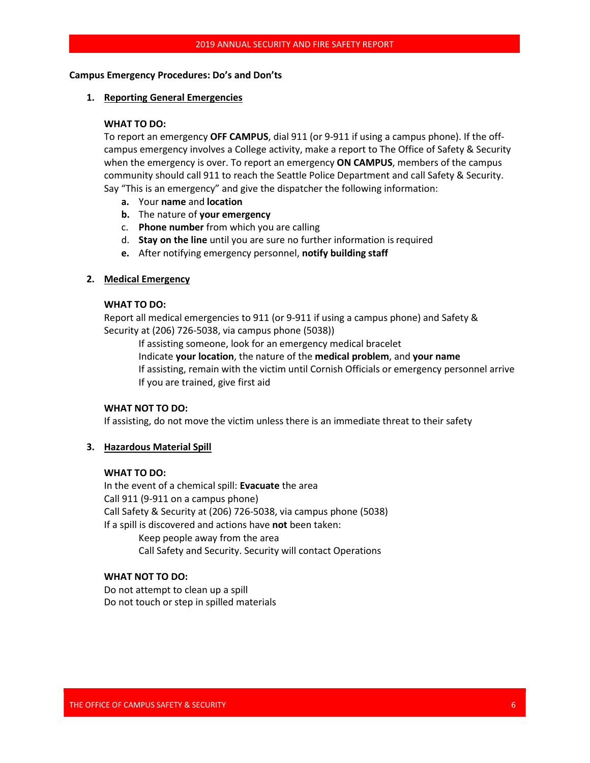**Campus Emergency Procedures: Do's and Don'ts**

1. <u>**Reporting General Emergencies**</u>

   **WHAT TO DO:**

   To report an emergency **OFF CAMPUS**, dial 911 (or 9-911 if using a campus phone). If the off-campus emergency involves a College activity, make a report to The Office of Safety & Security when the emergency is over. To report an emergency **ON CAMPUS**, members of the campus community should call 911 to reach the Seattle Police Department and call Safety & Security. Say "This is an emergency" and give the dispatcher the following information:

   a. Your **name** and **location**
   b. The nature of **your emergency**
   c. **Phone number** from which you are calling
   d. **Stay on the line** until you are sure no further information is required
   e. After notifying emergency personnel, **notify building staff**

2. <u>**Medical Emergency**</u>

   **WHAT TO DO:**

   Report all medical emergencies to 911 (or 9-911 if using a campus phone) and Safety & Security at (206) 726-5038, via campus phone (5038))

   If assisting someone, look for an emergency medical bracelet
   Indicate **your location**, the nature of the **medical problem**, and **your name**
   If assisting, remain with the victim until Cornish Officials or emergency personnel arrive
   If you are trained, give first aid

   **WHAT NOT TO DO:**

   If assisting, do not move the victim unless there is an immediate threat to their safety

3. <u>**Hazardous Material Spill**</u>

   **WHAT TO DO:**

   In the event of a chemical spill: **Evacuate** the area
   Call 911 (9-911 on a campus phone)
   Call Safety & Security at (206) 726-5038, via campus phone (5038)
   If a spill is discovered and actions have **not** been taken:

   Keep people away from the area
   Call Safety and Security. Security will contact Operations

   **WHAT NOT TO DO:**

   Do not attempt to clean up a spill
   Do not touch or step in spilled materials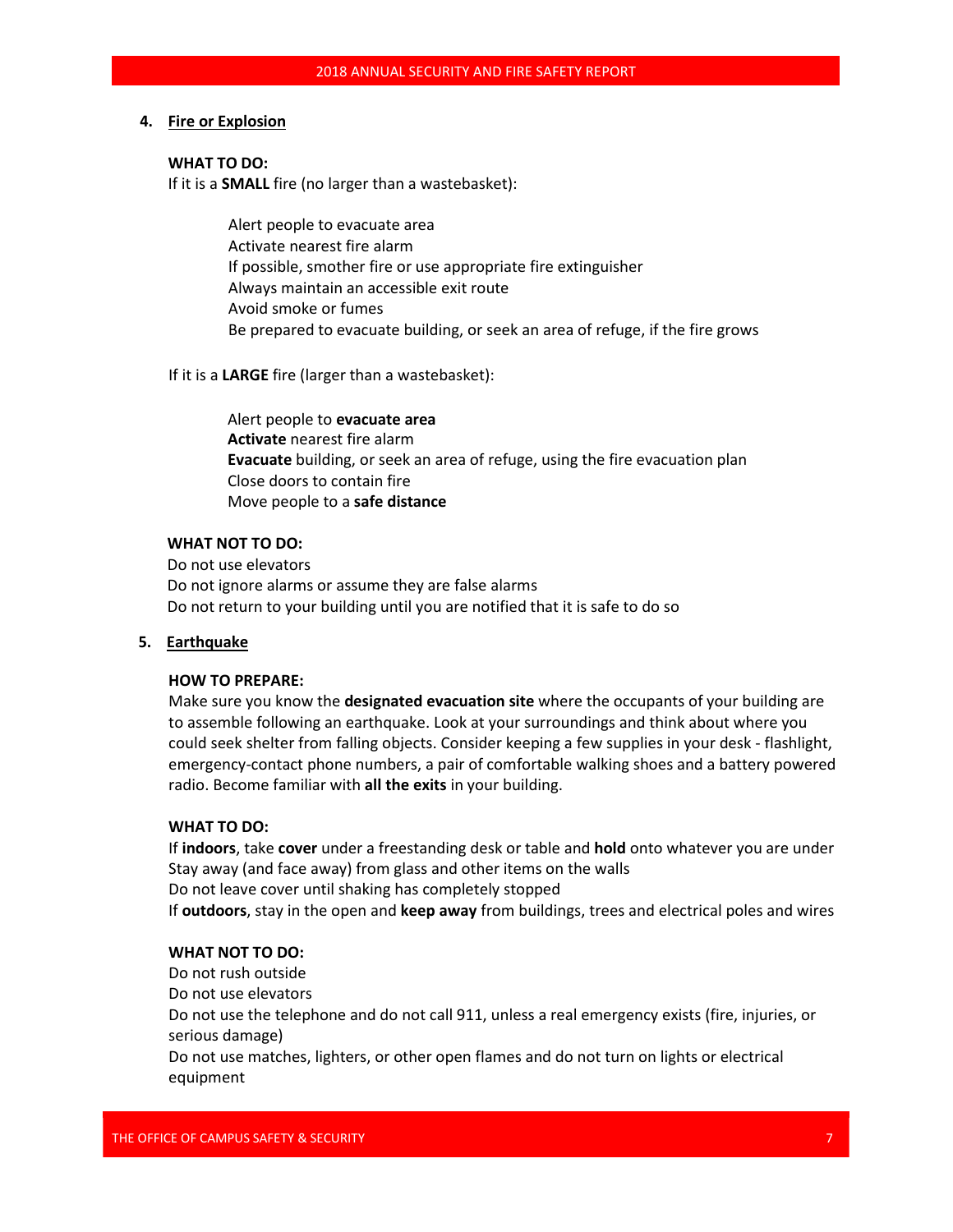4. **Fire or Explosion**

**WHAT TO DO:**

If it is a **SMALL** fire (no larger than a wastebasket):

Alert people to evacuate area
Activate nearest fire alarm
If possible, smother fire or use appropriate fire extinguisher
Always maintain an accessible exit route
Avoid smoke or fumes
Be prepared to evacuate building, or seek an area of refuge, if the fire grows

If it is a **LARGE** fire (larger than a wastebasket):

Alert people to **evacuate area**
**Activate** nearest fire alarm
**Evacuate** building, or seek an area of refuge, using the fire evacuation plan
Close doors to contain fire
Move people to a **safe distance**

**WHAT NOT TO DO:**

Do not use elevators
Do not ignore alarms or assume they are false alarms
Do not return to your building until you are notified that it is safe to do so

5. **Earthquake**

**HOW TO PREPARE:**

Make sure you know the **designated evacuation site** where the occupants of your building are to assemble following an earthquake. Look at your surroundings and think about where you could seek shelter from falling objects. Consider keeping a few supplies in your desk - flashlight, emergency-contact phone numbers, a pair of comfortable walking shoes and a battery powered radio. Become familiar with **all the exits** in your building.

**WHAT TO DO:**

If **indoors**, take **cover** under a freestanding desk or table and **hold** onto whatever you are under
Stay away (and face away) from glass and other items on the walls
Do not leave cover until shaking has completely stopped
If **outdoors**, stay in the open and **keep away** from buildings, trees and electrical poles and wires

**WHAT NOT TO DO:**

Do not rush outside
Do not use elevators
Do not use the telephone and do not call 911, unless a real emergency exists (fire, injuries, or serious damage)
Do not use matches, lighters, or other open flames and do not turn on lights or electrical equipment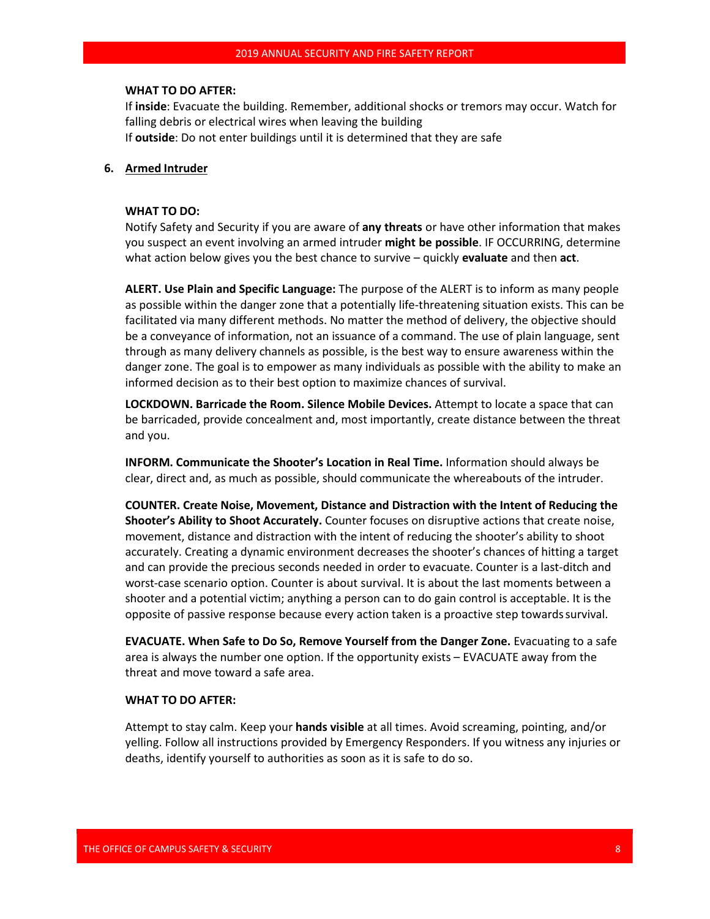**WHAT TO DO AFTER:**

If **inside**: Evacuate the building. Remember, additional shocks or tremors may occur. Watch for falling debris or electrical wires when leaving the building

If **outside**: Do not enter buildings until it is determined that they are safe

6. **Armed Intruder**

**WHAT TO DO:**

Notify Safety and Security if you are aware of **any threats** or have other information that makes you suspect an event involving an armed intruder **might be possible**. IF OCCURRING, determine what action below gives you the best chance to survive – quickly **evaluate** and then **act**.

**ALERT. Use Plain and Specific Language:** The purpose of the ALERT is to inform as many people as possible within the danger zone that a potentially life-threatening situation exists. This can be facilitated via many different methods. No matter the method of delivery, the objective should be a conveyance of information, not an issuance of a command. The use of plain language, sent through as many delivery channels as possible, is the best way to ensure awareness within the danger zone. The goal is to empower as many individuals as possible with the ability to make an informed decision as to their best option to maximize chances of survival.

**LOCKDOWN. Barricade the Room. Silence Mobile Devices.** Attempt to locate a space that can be barricaded, provide concealment and, most importantly, create distance between the threat and you.

**INFORM. Communicate the Shooter's Location in Real Time.** Information should always be clear, direct and, as much as possible, should communicate the whereabouts of the intruder.

**COUNTER. Create Noise, Movement, Distance and Distraction with the Intent of Reducing the Shooter's Ability to Shoot Accurately.** Counter focuses on disruptive actions that create noise, movement, distance and distraction with the intent of reducing the shooter's ability to shoot accurately. Creating a dynamic environment decreases the shooter's chances of hitting a target and can provide the precious seconds needed in order to evacuate. Counter is a last-ditch and worst-case scenario option. Counter is about survival. It is about the last moments between a shooter and a potential victim; anything a person can to do gain control is acceptable. It is the opposite of passive response because every action taken is a proactive step towards survival.

**EVACUATE. When Safe to Do So, Remove Yourself from the Danger Zone.** Evacuating to a safe area is always the number one option. If the opportunity exists – EVACUATE away from the threat and move toward a safe area.

**WHAT TO DO AFTER:**

Attempt to stay calm. Keep your **hands visible** at all times. Avoid screaming, pointing, and/or yelling. Follow all instructions provided by Emergency Responders. If you witness any injuries or deaths, identify yourself to authorities as soon as it is safe to do so.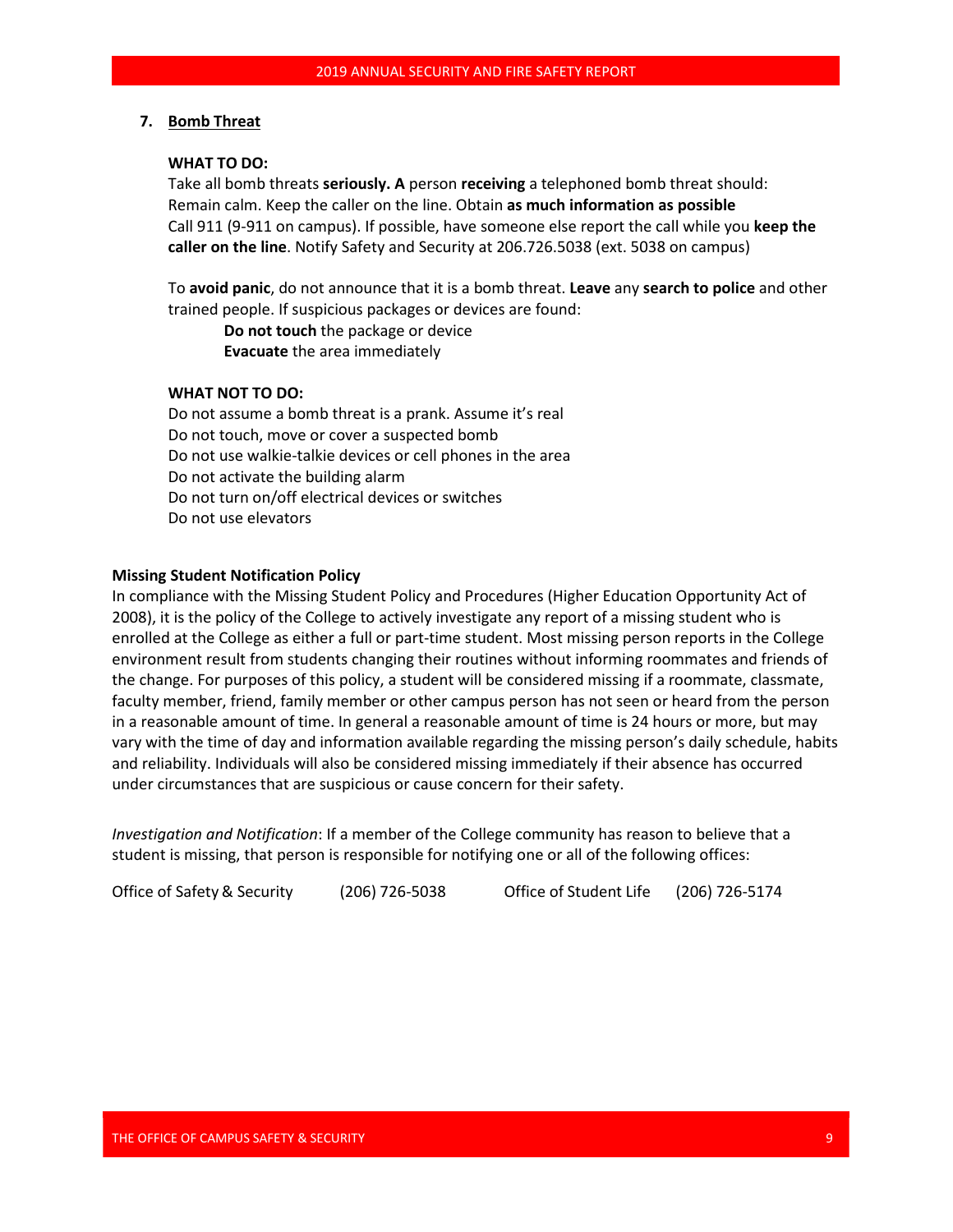### 7. Bomb Threat

**WHAT TO DO:**

Take all bomb threats **seriously. A** person **receiving** a telephoned bomb threat should: Remain calm. Keep the caller on the line. Obtain **as much information as possible** Call 911 (9-911 on campus). If possible, have someone else report the call while you **keep the caller on the line**. Notify Safety and Security at 206.726.5038 (ext. 5038 on campus)

To **avoid panic**, do not announce that it is a bomb threat. **Leave** any **search to police** and other trained people. If suspicious packages or devices are found:

- **Do not touch** the package or device
- **Evacuate** the area immediately

**WHAT NOT TO DO:**

- Do not assume a bomb threat is a prank. Assume it's real
- Do not touch, move or cover a suspected bomb
- Do not use walkie-talkie devices or cell phones in the area
- Do not activate the building alarm
- Do not turn on/off electrical devices or switches
- Do not use elevators

**Missing Student Notification Policy**

In compliance with the Missing Student Policy and Procedures (Higher Education Opportunity Act of 2008), it is the policy of the College to actively investigate any report of a missing student who is enrolled at the College as either a full or part-time student. Most missing person reports in the College environment result from students changing their routines without informing roommates and friends of the change. For purposes of this policy, a student will be considered missing if a roommate, classmate, faculty member, friend, family member or other campus person has not seen or heard from the person in a reasonable amount of time. In general a reasonable amount of time is 24 hours or more, but may vary with the time of day and information available regarding the missing person's daily schedule, habits and reliability. Individuals will also be considered missing immediately if their absence has occurred under circumstances that are suspicious or cause concern for their safety.

*Investigation and Notification*: If a member of the College community has reason to believe that a student is missing, that person is responsible for notifying one or all of the following offices:

Office of Safety & Security (206) 726-5038 Office of Student Life (206) 726-5174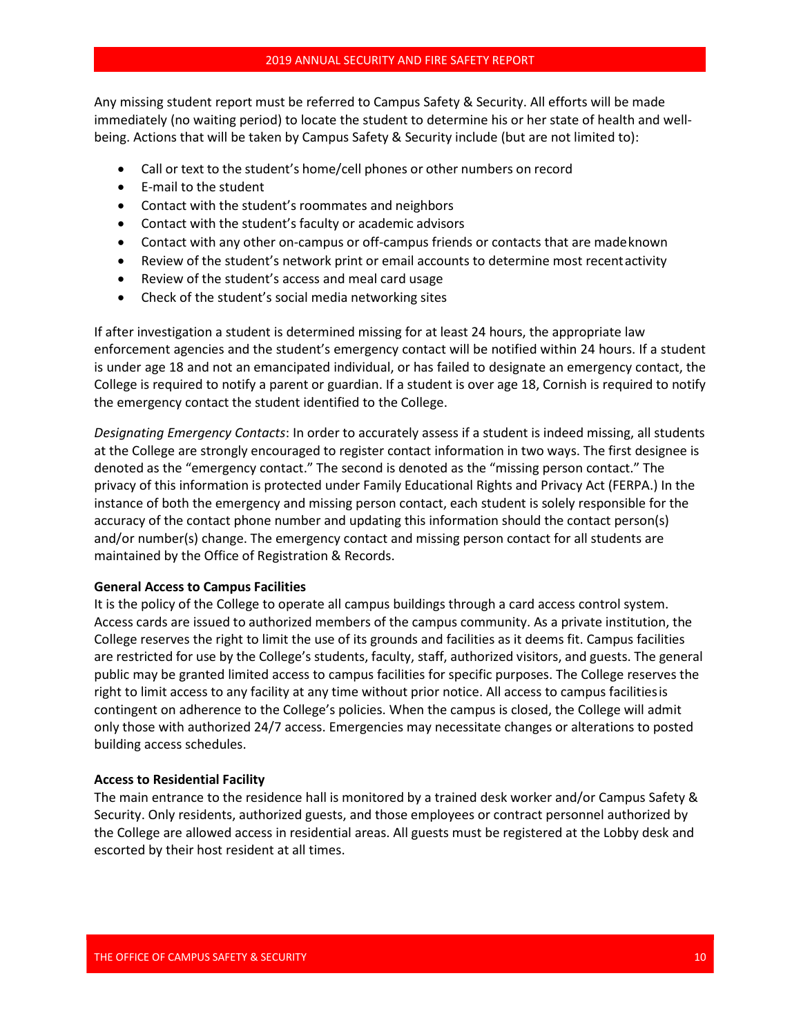Any missing student report must be referred to Campus Safety & Security. All efforts will be made immediately (no waiting period) to locate the student to determine his or her state of health and well-being. Actions that will be taken by Campus Safety & Security include (but are not limited to):

- Call or text to the student's home/cell phones or other numbers on record
- E-mail to the student
- Contact with the student's roommates and neighbors
- Contact with the student's faculty or academic advisors
- Contact with any other on-campus or off-campus friends or contacts that are made known
- Review of the student's network print or email accounts to determine most recent activity
- Review of the student's access and meal card usage
- Check of the student's social media networking sites

If after investigation a student is determined missing for at least 24 hours, the appropriate law enforcement agencies and the student's emergency contact will be notified within 24 hours. If a student is under age 18 and not an emancipated individual, or has failed to designate an emergency contact, the College is required to notify a parent or guardian. If a student is over age 18, Cornish is required to notify the emergency contact the student identified to the College.

*Designating Emergency Contacts*: In order to accurately assess if a student is indeed missing, all students at the College are strongly encouraged to register contact information in two ways. The first designee is denoted as the "emergency contact." The second is denoted as the "missing person contact." The privacy of this information is protected under Family Educational Rights and Privacy Act (FERPA.) In the instance of both the emergency and missing person contact, each student is solely responsible for the accuracy of the contact phone number and updating this information should the contact person(s) and/or number(s) change. The emergency contact and missing person contact for all students are maintained by the Office of Registration & Records.

**General Access to Campus Facilities**

It is the policy of the College to operate all campus buildings through a card access control system. Access cards are issued to authorized members of the campus community. As a private institution, the College reserves the right to limit the use of its grounds and facilities as it deems fit. Campus facilities are restricted for use by the College's students, faculty, staff, authorized visitors, and guests. The general public may be granted limited access to campus facilities for specific purposes. The College reserves the right to limit access to any facility at any time without prior notice. All access to campus facilities is contingent on adherence to the College's policies. When the campus is closed, the College will admit only those with authorized 24/7 access. Emergencies may necessitate changes or alterations to posted building access schedules.

**Access to Residential Facility**

The main entrance to the residence hall is monitored by a trained desk worker and/or Campus Safety & Security. Only residents, authorized guests, and those employees or contract personnel authorized by the College are allowed access in residential areas. All guests must be registered at the Lobby desk and escorted by their host resident at all times.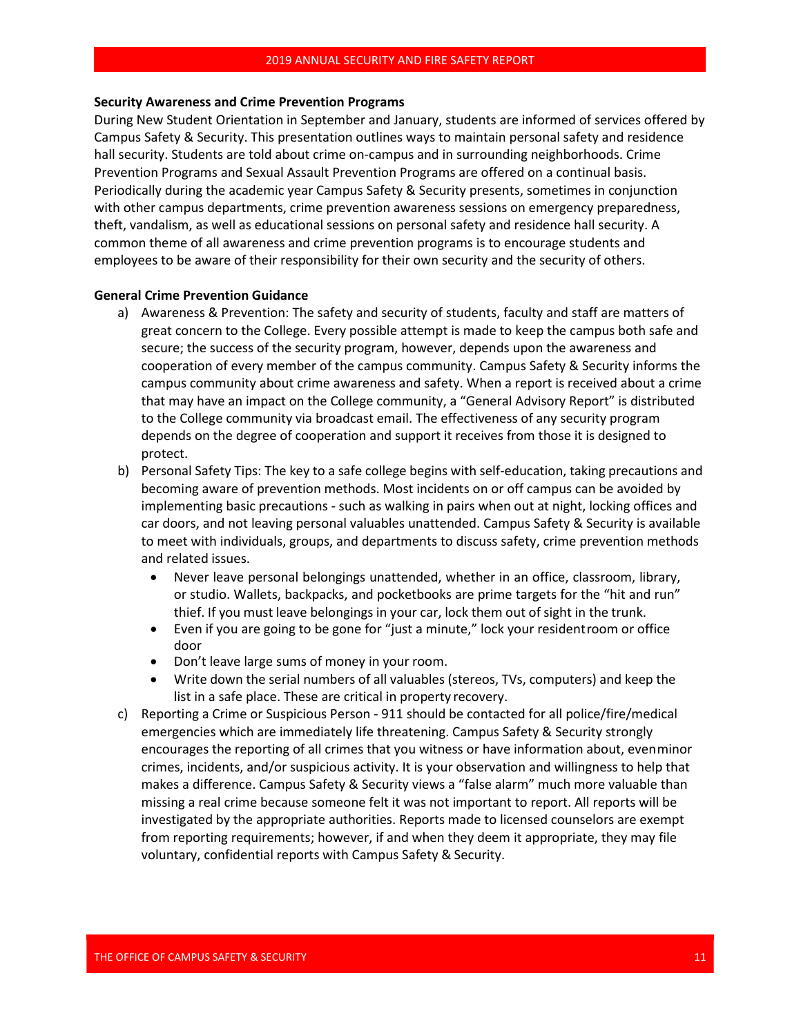**Security Awareness and Crime Prevention Programs**

During New Student Orientation in September and January, students are informed of services offered by Campus Safety & Security. This presentation outlines ways to maintain personal safety and residence hall security. Students are told about crime on-campus and in surrounding neighborhoods. Crime Prevention Programs and Sexual Assault Prevention Programs are offered on a continual basis. Periodically during the academic year Campus Safety & Security presents, sometimes in conjunction with other campus departments, crime prevention awareness sessions on emergency preparedness, theft, vandalism, as well as educational sessions on personal safety and residence hall security. A common theme of all awareness and crime prevention programs is to encourage students and employees to be aware of their responsibility for their own security and the security of others.

**General Crime Prevention Guidance**

a) Awareness & Prevention: The safety and security of students, faculty and staff are matters of great concern to the College. Every possible attempt is made to keep the campus both safe and secure; the success of the security program, however, depends upon the awareness and cooperation of every member of the campus community. Campus Safety & Security informs the campus community about crime awareness and safety. When a report is received about a crime that may have an impact on the College community, a "General Advisory Report" is distributed to the College community via broadcast email. The effectiveness of any security program depends on the degree of cooperation and support it receives from those it is designed to protect.

b) Personal Safety Tips: The key to a safe college begins with self-education, taking precautions and becoming aware of prevention methods. Most incidents on or off campus can be avoided by implementing basic precautions - such as walking in pairs when out at night, locking offices and car doors, and not leaving personal valuables unattended. Campus Safety & Security is available to meet with individuals, groups, and departments to discuss safety, crime prevention methods and related issues.
   - Never leave personal belongings unattended, whether in an office, classroom, library, or studio. Wallets, backpacks, and pocketbooks are prime targets for the "hit and run" thief. If you must leave belongings in your car, lock them out of sight in the trunk.
   - Even if you are going to be gone for "just a minute," lock your resident room or office door
   - Don't leave large sums of money in your room.
   - Write down the serial numbers of all valuables (stereos, TVs, computers) and keep the list in a safe place. These are critical in property recovery.

c) Reporting a Crime or Suspicious Person - 911 should be contacted for all police/fire/medical emergencies which are immediately life threatening. Campus Safety & Security strongly encourages the reporting of all crimes that you witness or have information about, even minor crimes, incidents, and/or suspicious activity. It is your observation and willingness to help that makes a difference. Campus Safety & Security views a "false alarm" much more valuable than missing a real crime because someone felt it was not important to report. All reports will be investigated by the appropriate authorities. Reports made to licensed counselors are exempt from reporting requirements; however, if and when they deem it appropriate, they may file voluntary, confidential reports with Campus Safety & Security.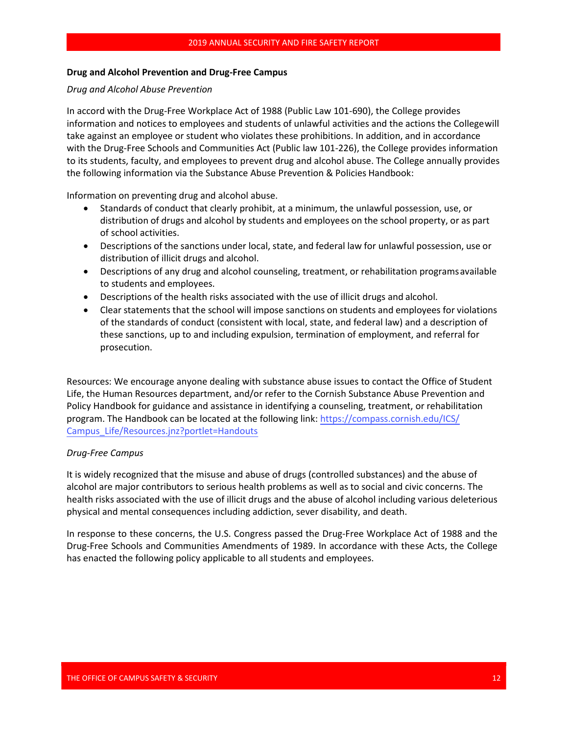**Drug and Alcohol Prevention and Drug-Free Campus**

*Drug and Alcohol Abuse Prevention*

In accord with the Drug-Free Workplace Act of 1988 (Public Law 101-690), the College provides information and notices to employees and students of unlawful activities and the actions the College will take against an employee or student who violates these prohibitions. In addition, and in accordance with the Drug-Free Schools and Communities Act (Public law 101-226), the College provides information to its students, faculty, and employees to prevent drug and alcohol abuse. The College annually provides the following information via the Substance Abuse Prevention & Policies Handbook:

Information on preventing drug and alcohol abuse.

- Standards of conduct that clearly prohibit, at a minimum, the unlawful possession, use, or distribution of drugs and alcohol by students and employees on the school property, or as part of school activities.
- Descriptions of the sanctions under local, state, and federal law for unlawful possession, use or distribution of illicit drugs and alcohol.
- Descriptions of any drug and alcohol counseling, treatment, or rehabilitation programs available to students and employees.
- Descriptions of the health risks associated with the use of illicit drugs and alcohol.
- Clear statements that the school will impose sanctions on students and employees for violations of the standards of conduct (consistent with local, state, and federal law) and a description of these sanctions, up to and including expulsion, termination of employment, and referral for prosecution.

Resources: We encourage anyone dealing with substance abuse issues to contact the Office of Student Life, the Human Resources department, and/or refer to the Cornish Substance Abuse Prevention and Policy Handbook for guidance and assistance in identifying a counseling, treatment, or rehabilitation program. The Handbook can be located at the following link: [https://compass.cornish.edu/ICS/Campus_Life/Resources.jnz?portlet=Handouts](https://compass.cornish.edu/ICS/Campus_Life/Resources.jnz?portlet=Handouts)

*Drug-Free Campus*

It is widely recognized that the misuse and abuse of drugs (controlled substances) and the abuse of alcohol are major contributors to serious health problems as well as to social and civic concerns. The health risks associated with the use of illicit drugs and the abuse of alcohol including various deleterious physical and mental consequences including addiction, sever disability, and death.

In response to these concerns, the U.S. Congress passed the Drug-Free Workplace Act of 1988 and the Drug-Free Schools and Communities Amendments of 1989. In accordance with these Acts, the College has enacted the following policy applicable to all students and employees.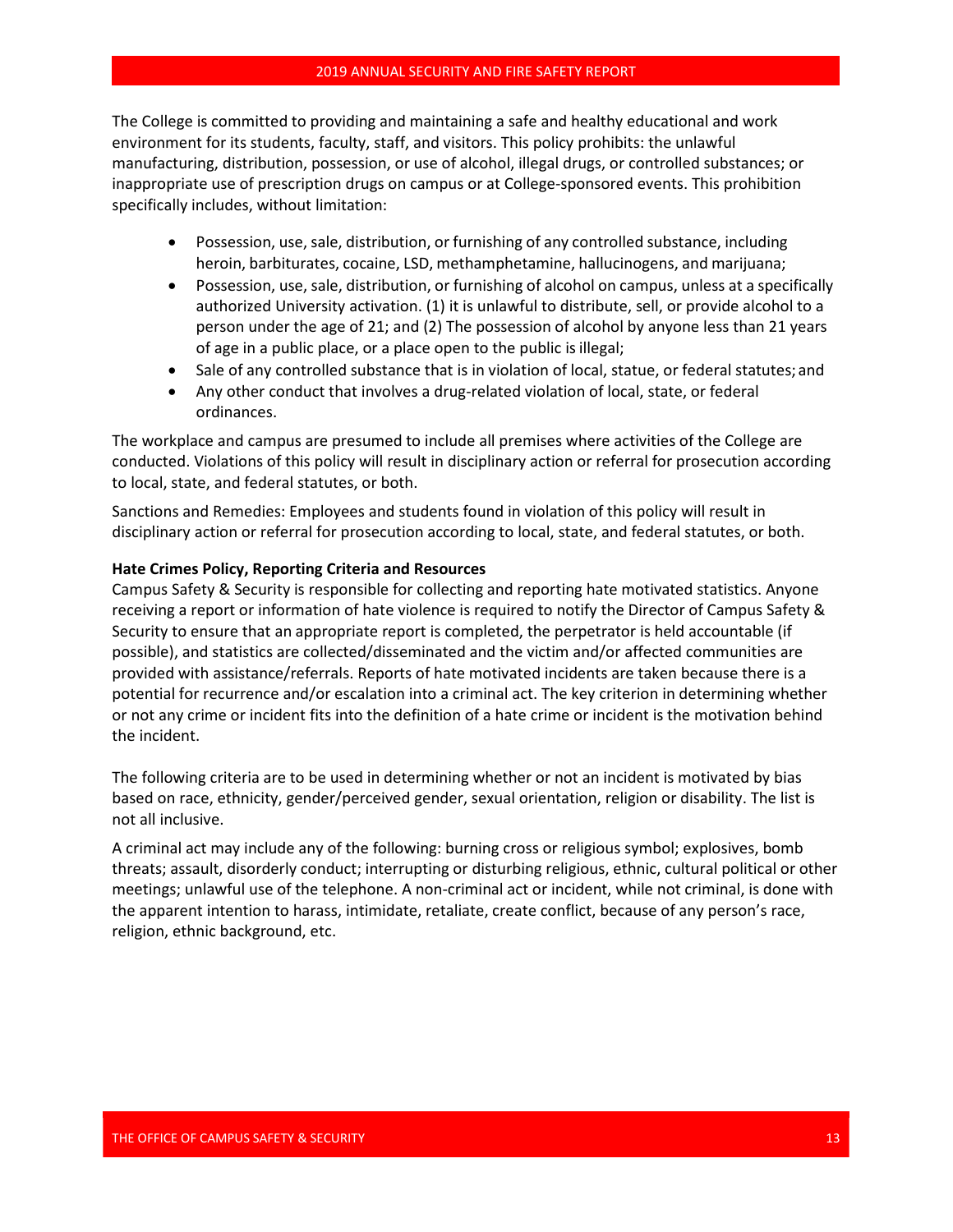The College is committed to providing and maintaining a safe and healthy educational and work environment for its students, faculty, staff, and visitors. This policy prohibits: the unlawful manufacturing, distribution, possession, or use of alcohol, illegal drugs, or controlled substances; or inappropriate use of prescription drugs on campus or at College-sponsored events. This prohibition specifically includes, without limitation:

- Possession, use, sale, distribution, or furnishing of any controlled substance, including heroin, barbiturates, cocaine, LSD, methamphetamine, hallucinogens, and marijuana;
- Possession, use, sale, distribution, or furnishing of alcohol on campus, unless at a specifically authorized University activation. (1) it is unlawful to distribute, sell, or provide alcohol to a person under the age of 21; and (2) The possession of alcohol by anyone less than 21 years of age in a public place, or a place open to the public is illegal;
- Sale of any controlled substance that is in violation of local, statue, or federal statutes; and
- Any other conduct that involves a drug-related violation of local, state, or federal ordinances.

The workplace and campus are presumed to include all premises where activities of the College are conducted. Violations of this policy will result in disciplinary action or referral for prosecution according to local, state, and federal statutes, or both.

Sanctions and Remedies: Employees and students found in violation of this policy will result in disciplinary action or referral for prosecution according to local, state, and federal statutes, or both.

**Hate Crimes Policy, Reporting Criteria and Resources**

Campus Safety & Security is responsible for collecting and reporting hate motivated statistics. Anyone receiving a report or information of hate violence is required to notify the Director of Campus Safety & Security to ensure that an appropriate report is completed, the perpetrator is held accountable (if possible), and statistics are collected/disseminated and the victim and/or affected communities are provided with assistance/referrals. Reports of hate motivated incidents are taken because there is a potential for recurrence and/or escalation into a criminal act. The key criterion in determining whether or not any crime or incident fits into the definition of a hate crime or incident is the motivation behind the incident.

The following criteria are to be used in determining whether or not an incident is motivated by bias based on race, ethnicity, gender/perceived gender, sexual orientation, religion or disability. The list is not all inclusive.

A criminal act may include any of the following: burning cross or religious symbol; explosives, bomb threats; assault, disorderly conduct; interrupting or disturbing religious, ethnic, cultural political or other meetings; unlawful use of the telephone. A non-criminal act or incident, while not criminal, is done with the apparent intention to harass, intimidate, retaliate, create conflict, because of any person's race, religion, ethnic background, etc.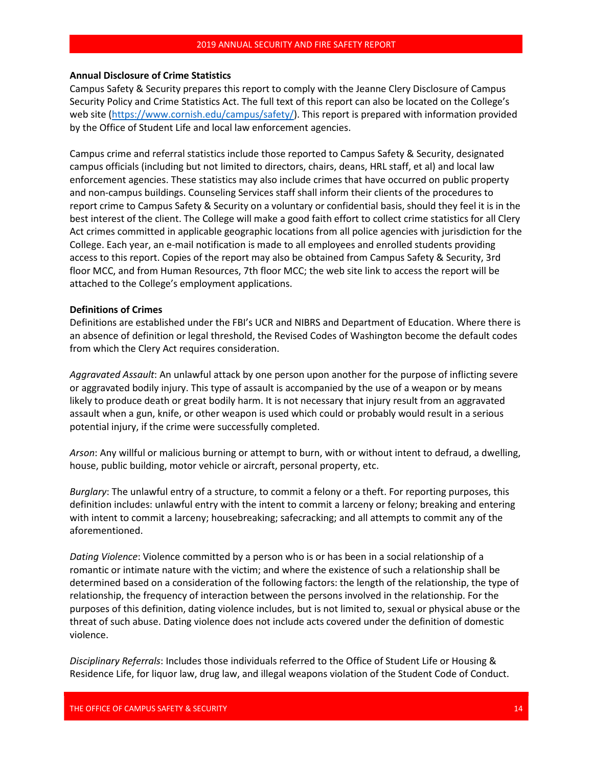**Annual Disclosure of Crime Statistics**

Campus Safety & Security prepares this report to comply with the Jeanne Clery Disclosure of Campus Security Policy and Crime Statistics Act. The full text of this report can also be located on the College's web site (https://www.cornish.edu/campus/safety/). This report is prepared with information provided by the Office of Student Life and local law enforcement agencies.

Campus crime and referral statistics include those reported to Campus Safety & Security, designated campus officials (including but not limited to directors, chairs, deans, HRL staff, et al) and local law enforcement agencies. These statistics may also include crimes that have occurred on public property and non-campus buildings. Counseling Services staff shall inform their clients of the procedures to report crime to Campus Safety & Security on a voluntary or confidential basis, should they feel it is in the best interest of the client. The College will make a good faith effort to collect crime statistics for all Clery Act crimes committed in applicable geographic locations from all police agencies with jurisdiction for the College. Each year, an e-mail notification is made to all employees and enrolled students providing access to this report. Copies of the report may also be obtained from Campus Safety & Security, 3rd floor MCC, and from Human Resources, 7th floor MCC; the web site link to access the report will be attached to the College's employment applications.

**Definitions of Crimes**

Definitions are established under the FBI's UCR and NIBRS and Department of Education. Where there is an absence of definition or legal threshold, the Revised Codes of Washington become the default codes from which the Clery Act requires consideration.

*Aggravated Assault*: An unlawful attack by one person upon another for the purpose of inflicting severe or aggravated bodily injury. This type of assault is accompanied by the use of a weapon or by means likely to produce death or great bodily harm. It is not necessary that injury result from an aggravated assault when a gun, knife, or other weapon is used which could or probably would result in a serious potential injury, if the crime were successfully completed.

*Arson*: Any willful or malicious burning or attempt to burn, with or without intent to defraud, a dwelling, house, public building, motor vehicle or aircraft, personal property, etc.

*Burglary*: The unlawful entry of a structure, to commit a felony or a theft. For reporting purposes, this definition includes: unlawful entry with the intent to commit a larceny or felony; breaking and entering with intent to commit a larceny; housebreaking; safecracking; and all attempts to commit any of the aforementioned.

*Dating Violence*: Violence committed by a person who is or has been in a social relationship of a romantic or intimate nature with the victim; and where the existence of such a relationship shall be determined based on a consideration of the following factors: the length of the relationship, the type of relationship, the frequency of interaction between the persons involved in the relationship. For the purposes of this definition, dating violence includes, but is not limited to, sexual or physical abuse or the threat of such abuse. Dating violence does not include acts covered under the definition of domestic violence.

*Disciplinary Referrals*: Includes those individuals referred to the Office of Student Life or Housing & Residence Life, for liquor law, drug law, and illegal weapons violation of the Student Code of Conduct.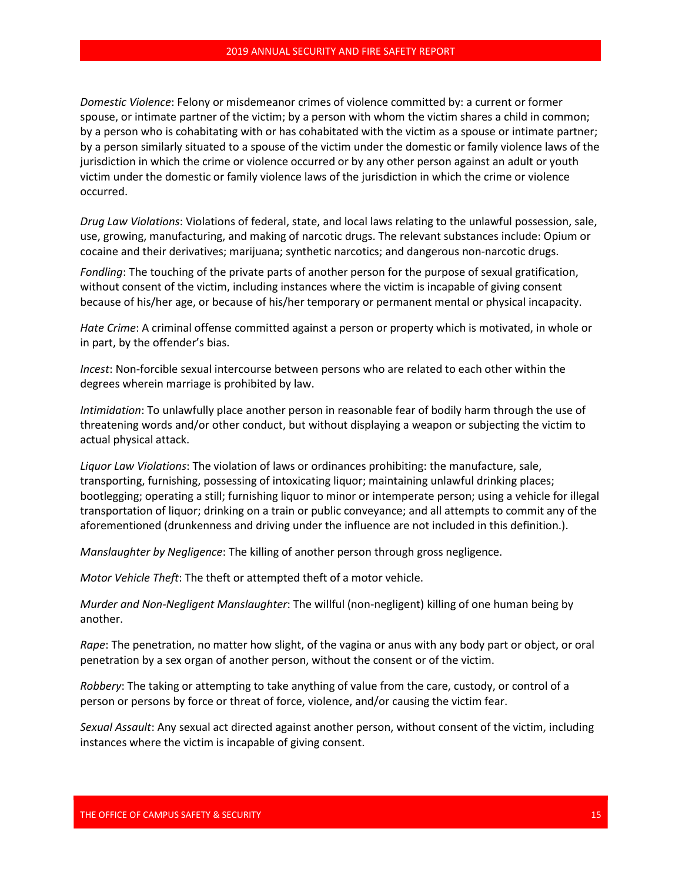*Domestic Violence*: Felony or misdemeanor crimes of violence committed by: a current or former spouse, or intimate partner of the victim; by a person with whom the victim shares a child in common; by a person who is cohabitating with or has cohabitated with the victim as a spouse or intimate partner; by a person similarly situated to a spouse of the victim under the domestic or family violence laws of the jurisdiction in which the crime or violence occurred or by any other person against an adult or youth victim under the domestic or family violence laws of the jurisdiction in which the crime or violence occurred.

*Drug Law Violations*: Violations of federal, state, and local laws relating to the unlawful possession, sale, use, growing, manufacturing, and making of narcotic drugs. The relevant substances include: Opium or cocaine and their derivatives; marijuana; synthetic narcotics; and dangerous non-narcotic drugs.

*Fondling*: The touching of the private parts of another person for the purpose of sexual gratification, without consent of the victim, including instances where the victim is incapable of giving consent because of his/her age, or because of his/her temporary or permanent mental or physical incapacity.

*Hate Crime*: A criminal offense committed against a person or property which is motivated, in whole or in part, by the offender's bias.

*Incest*: Non-forcible sexual intercourse between persons who are related to each other within the degrees wherein marriage is prohibited by law.

*Intimidation*: To unlawfully place another person in reasonable fear of bodily harm through the use of threatening words and/or other conduct, but without displaying a weapon or subjecting the victim to actual physical attack.

*Liquor Law Violations*: The violation of laws or ordinances prohibiting: the manufacture, sale, transporting, furnishing, possessing of intoxicating liquor; maintaining unlawful drinking places; bootlegging; operating a still; furnishing liquor to minor or intemperate person; using a vehicle for illegal transportation of liquor; drinking on a train or public conveyance; and all attempts to commit any of the aforementioned (drunkenness and driving under the influence are not included in this definition.).

*Manslaughter by Negligence*: The killing of another person through gross negligence.

*Motor Vehicle Theft*: The theft or attempted theft of a motor vehicle.

*Murder and Non-Negligent Manslaughter*: The willful (non-negligent) killing of one human being by another.

*Rape*: The penetration, no matter how slight, of the vagina or anus with any body part or object, or oral penetration by a sex organ of another person, without the consent or of the victim.

*Robbery*: The taking or attempting to take anything of value from the care, custody, or control of a person or persons by force or threat of force, violence, and/or causing the victim fear.

*Sexual Assault*: Any sexual act directed against another person, without consent of the victim, including instances where the victim is incapable of giving consent.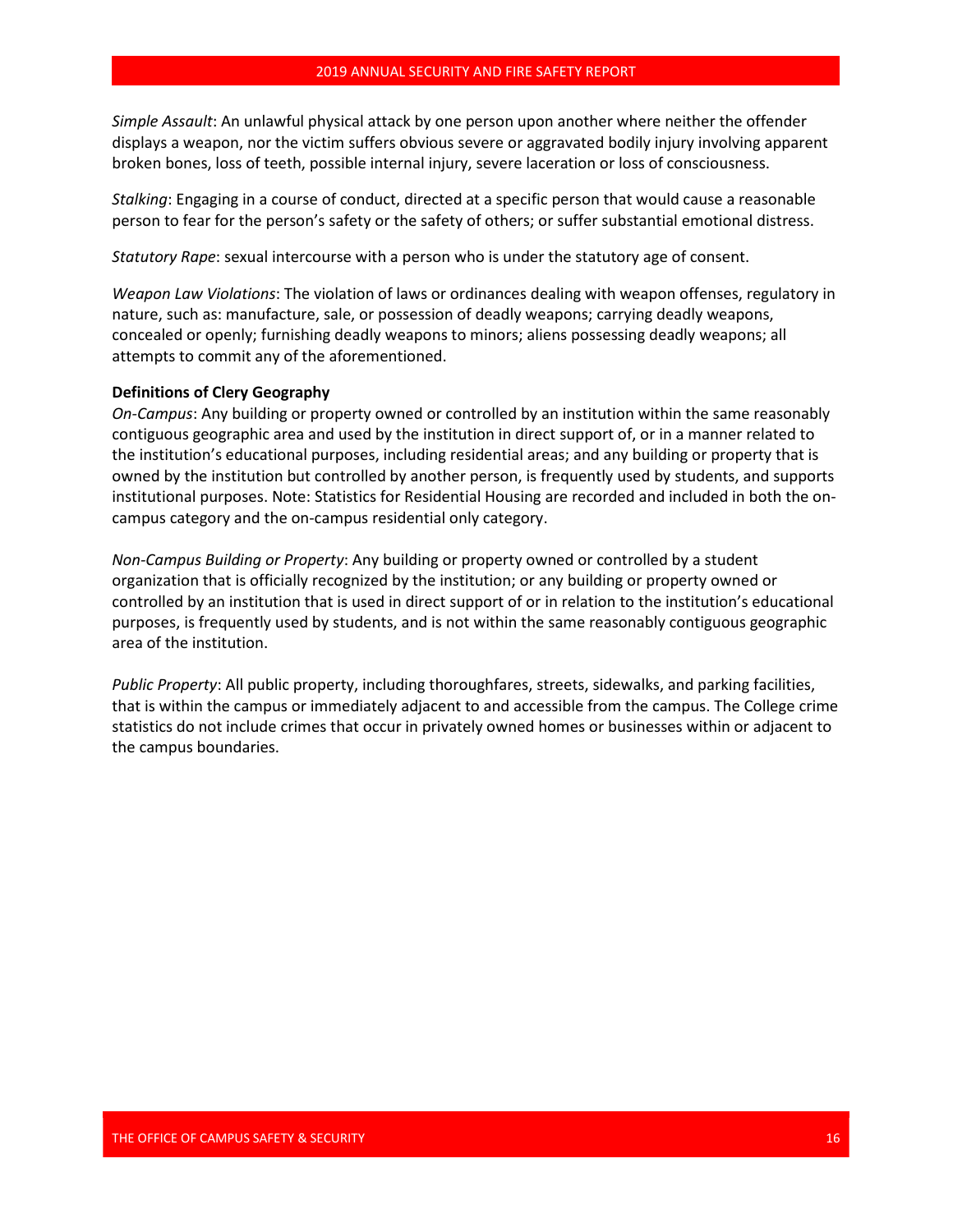*Simple Assault*: An unlawful physical attack by one person upon another where neither the offender displays a weapon, nor the victim suffers obvious severe or aggravated bodily injury involving apparent broken bones, loss of teeth, possible internal injury, severe laceration or loss of consciousness.

*Stalking*: Engaging in a course of conduct, directed at a specific person that would cause a reasonable person to fear for the person's safety or the safety of others; or suffer substantial emotional distress.

*Statutory Rape*: sexual intercourse with a person who is under the statutory age of consent.

*Weapon Law Violations*: The violation of laws or ordinances dealing with weapon offenses, regulatory in nature, such as: manufacture, sale, or possession of deadly weapons; carrying deadly weapons, concealed or openly; furnishing deadly weapons to minors; aliens possessing deadly weapons; all attempts to commit any of the aforementioned.

**Definitions of Clery Geography**

*On-Campus*: Any building or property owned or controlled by an institution within the same reasonably contiguous geographic area and used by the institution in direct support of, or in a manner related to the institution's educational purposes, including residential areas; and any building or property that is owned by the institution but controlled by another person, is frequently used by students, and supports institutional purposes. Note: Statistics for Residential Housing are recorded and included in both the on-campus category and the on-campus residential only category.

*Non-Campus Building or Property*: Any building or property owned or controlled by a student organization that is officially recognized by the institution; or any building or property owned or controlled by an institution that is used in direct support of or in relation to the institution's educational purposes, is frequently used by students, and is not within the same reasonably contiguous geographic area of the institution.

*Public Property*: All public property, including thoroughfares, streets, sidewalks, and parking facilities, that is within the campus or immediately adjacent to and accessible from the campus. The College crime statistics do not include crimes that occur in privately owned homes or businesses within or adjacent to the campus boundaries.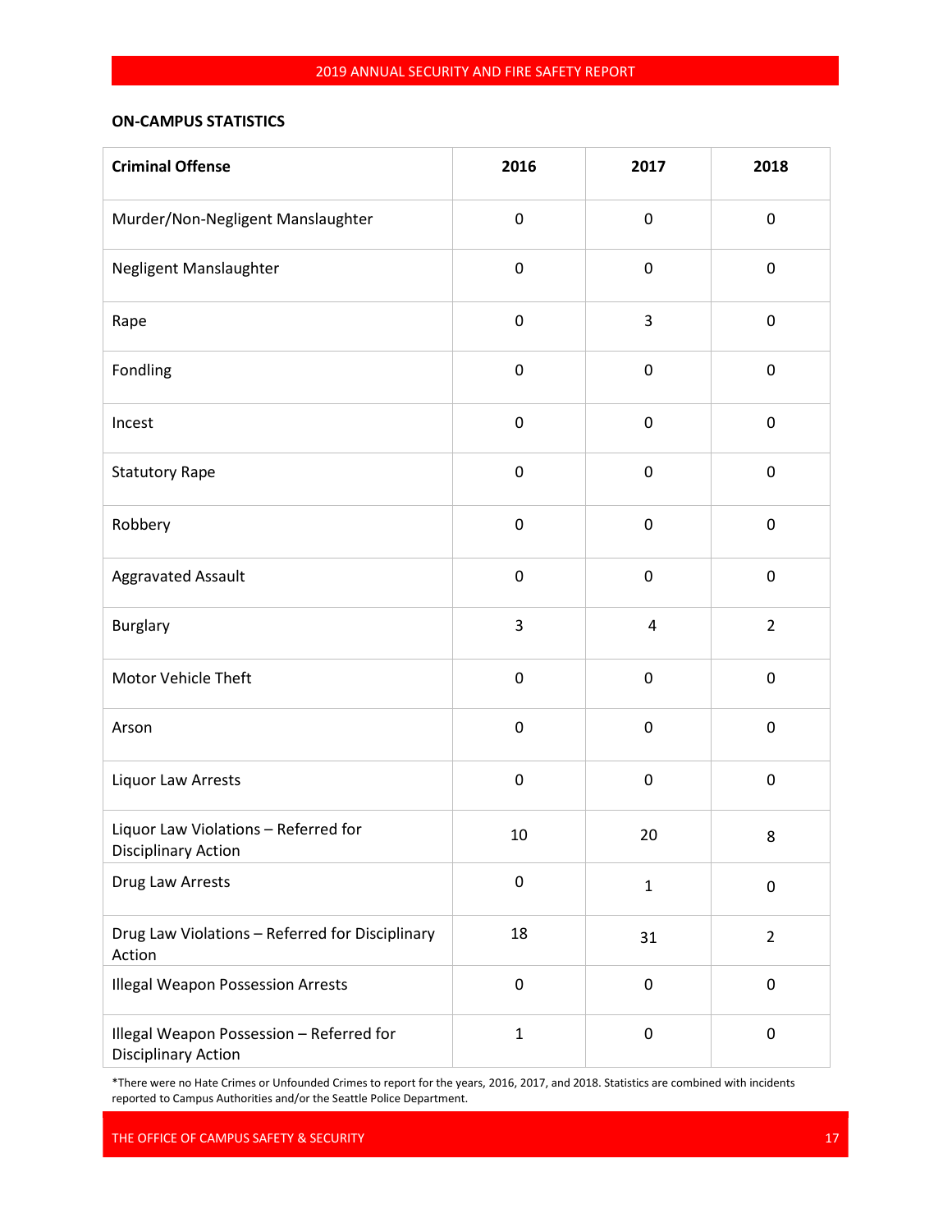**ON-CAMPUS STATISTICS**

| Criminal Offense | 2016 | 2017 | 2018 |
|---|---|---|---|
| Murder/Non-Negligent Manslaughter | 0 | 0 | 0 |
| Negligent Manslaughter | 0 | 0 | 0 |
| Rape | 0 | 3 | 0 |
| Fondling | 0 | 0 | 0 |
| Incest | 0 | 0 | 0 |
| Statutory Rape | 0 | 0 | 0 |
| Robbery | 0 | 0 | 0 |
| Aggravated Assault | 0 | 0 | 0 |
| Burglary | 3 | 4 | 2 |
| Motor Vehicle Theft | 0 | 0 | 0 |
| Arson | 0 | 0 | 0 |
| Liquor Law Arrests | 0 | 0 | 0 |
| Liquor Law Violations – Referred for Disciplinary Action | 10 | 20 | 8 |
| Drug Law Arrests | 0 | 1 | 0 |
| Drug Law Violations – Referred for Disciplinary Action | 18 | 31 | 2 |
| Illegal Weapon Possession Arrests | 0 | 0 | 0 |
| Illegal Weapon Possession – Referred for Disciplinary Action | 1 | 0 | 0 |

*There were no Hate Crimes or Unfounded Crimes to report for the years, 2016, 2017, and 2018. Statistics are combined with incidents reported to Campus Authorities and/or the Seattle Police Department.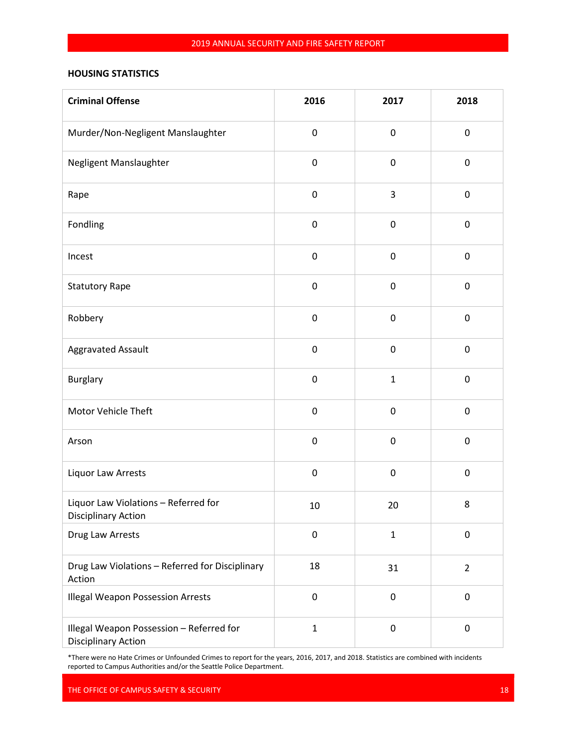## HOUSING STATISTICS

| Criminal Offense | 2016 | 2017 | 2018 |
|---|---|---|---|
| Murder/Non-Negligent Manslaughter | 0 | 0 | 0 |
| Negligent Manslaughter | 0 | 0 | 0 |
| Rape | 0 | 3 | 0 |
| Fondling | 0 | 0 | 0 |
| Incest | 0 | 0 | 0 |
| Statutory Rape | 0 | 0 | 0 |
| Robbery | 0 | 0 | 0 |
| Aggravated Assault | 0 | 0 | 0 |
| Burglary | 0 | 1 | 0 |
| Motor Vehicle Theft | 0 | 0 | 0 |
| Arson | 0 | 0 | 0 |
| Liquor Law Arrests | 0 | 0 | 0 |
| Liquor Law Violations – Referred for Disciplinary Action | 10 | 20 | 8 |
| Drug Law Arrests | 0 | 1 | 0 |
| Drug Law Violations – Referred for Disciplinary Action | 18 | 31 | 2 |
| Illegal Weapon Possession Arrests | 0 | 0 | 0 |
| Illegal Weapon Possession – Referred for Disciplinary Action | 1 | 0 | 0 |

*There were no Hate Crimes or Unfounded Crimes to report for the years, 2016, 2017, and 2018. Statistics are combined with incidents reported to Campus Authorities and/or the Seattle Police Department.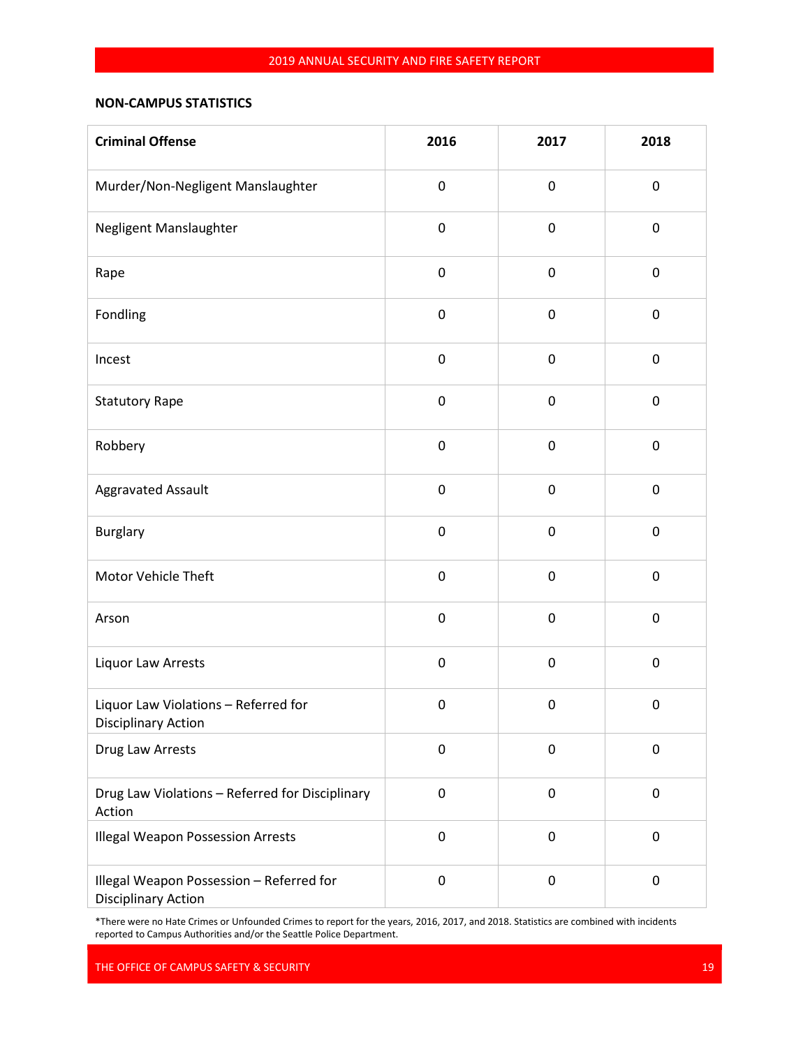## NON-CAMPUS STATISTICS

| Criminal Offense | 2016 | 2017 | 2018 |
|---|---|---|---|
| Murder/Non-Negligent Manslaughter | 0 | 0 | 0 |
| Negligent Manslaughter | 0 | 0 | 0 |
| Rape | 0 | 0 | 0 |
| Fondling | 0 | 0 | 0 |
| Incest | 0 | 0 | 0 |
| Statutory Rape | 0 | 0 | 0 |
| Robbery | 0 | 0 | 0 |
| Aggravated Assault | 0 | 0 | 0 |
| Burglary | 0 | 0 | 0 |
| Motor Vehicle Theft | 0 | 0 | 0 |
| Arson | 0 | 0 | 0 |
| Liquor Law Arrests | 0 | 0 | 0 |
| Liquor Law Violations – Referred for Disciplinary Action | 0 | 0 | 0 |
| Drug Law Arrests | 0 | 0 | 0 |
| Drug Law Violations – Referred for Disciplinary Action | 0 | 0 | 0 |
| Illegal Weapon Possession Arrests | 0 | 0 | 0 |
| Illegal Weapon Possession – Referred for Disciplinary Action | 0 | 0 | 0 |

*There were no Hate Crimes or Unfounded Crimes to report for the years, 2016, 2017, and 2018. Statistics are combined with incidents reported to Campus Authorities and/or the Seattle Police Department.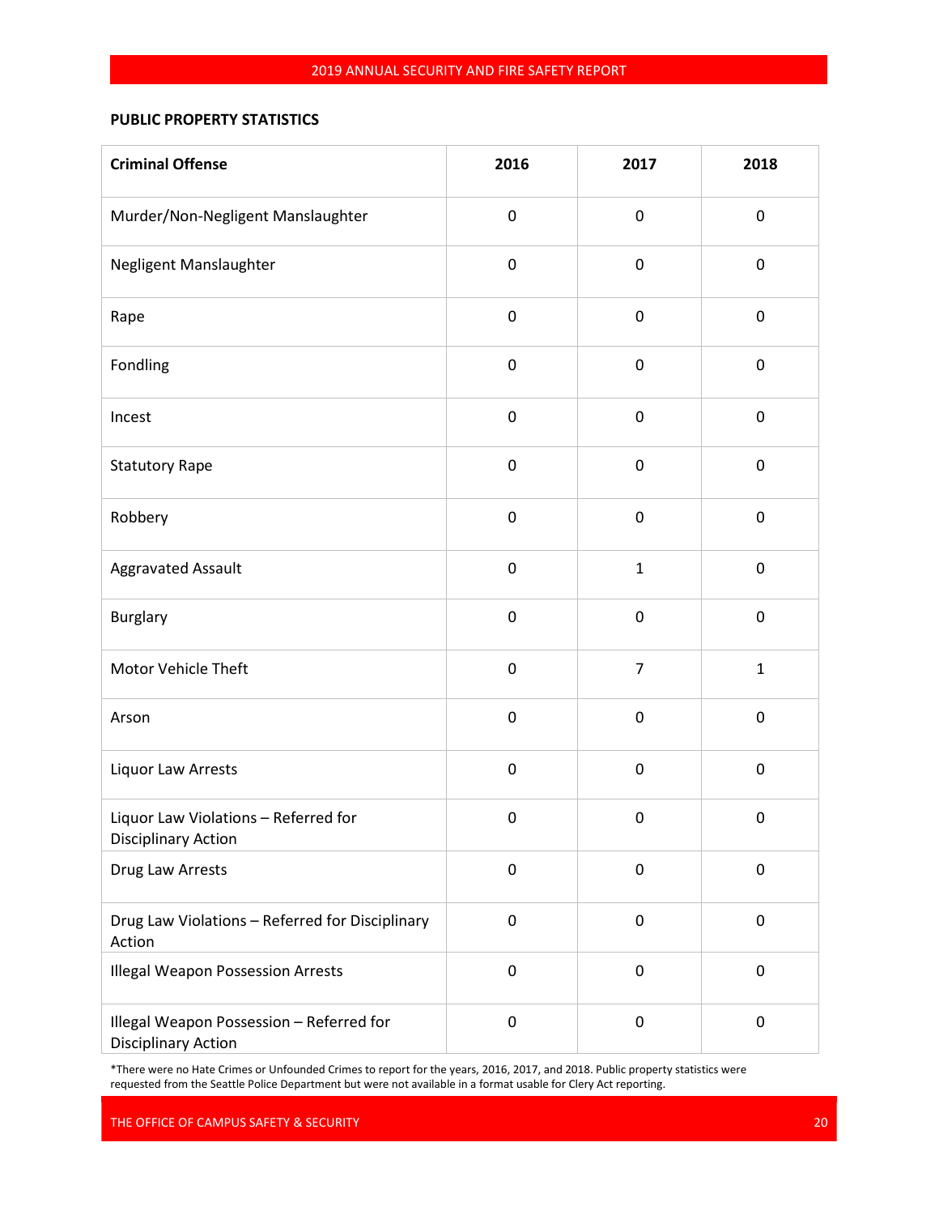**PUBLIC PROPERTY STATISTICS**

| Criminal Offense | 2016 | 2017 | 2018 |
|---|---|---|---|
| Murder/Non-Negligent Manslaughter | 0 | 0 | 0 |
| Negligent Manslaughter | 0 | 0 | 0 |
| Rape | 0 | 0 | 0 |
| Fondling | 0 | 0 | 0 |
| Incest | 0 | 0 | 0 |
| Statutory Rape | 0 | 0 | 0 |
| Robbery | 0 | 0 | 0 |
| Aggravated Assault | 0 | 1 | 0 |
| Burglary | 0 | 0 | 0 |
| Motor Vehicle Theft | 0 | 7 | 1 |
| Arson | 0 | 0 | 0 |
| Liquor Law Arrests | 0 | 0 | 0 |
| Liquor Law Violations – Referred for Disciplinary Action | 0 | 0 | 0 |
| Drug Law Arrests | 0 | 0 | 0 |
| Drug Law Violations – Referred for Disciplinary Action | 0 | 0 | 0 |
| Illegal Weapon Possession Arrests | 0 | 0 | 0 |
| Illegal Weapon Possession – Referred for Disciplinary Action | 0 | 0 | 0 |

*There were no Hate Crimes or Unfounded Crimes to report for the years, 2016, 2017, and 2018. Public property statistics were requested from the Seattle Police Department but were not available in a format usable for Clery Act reporting.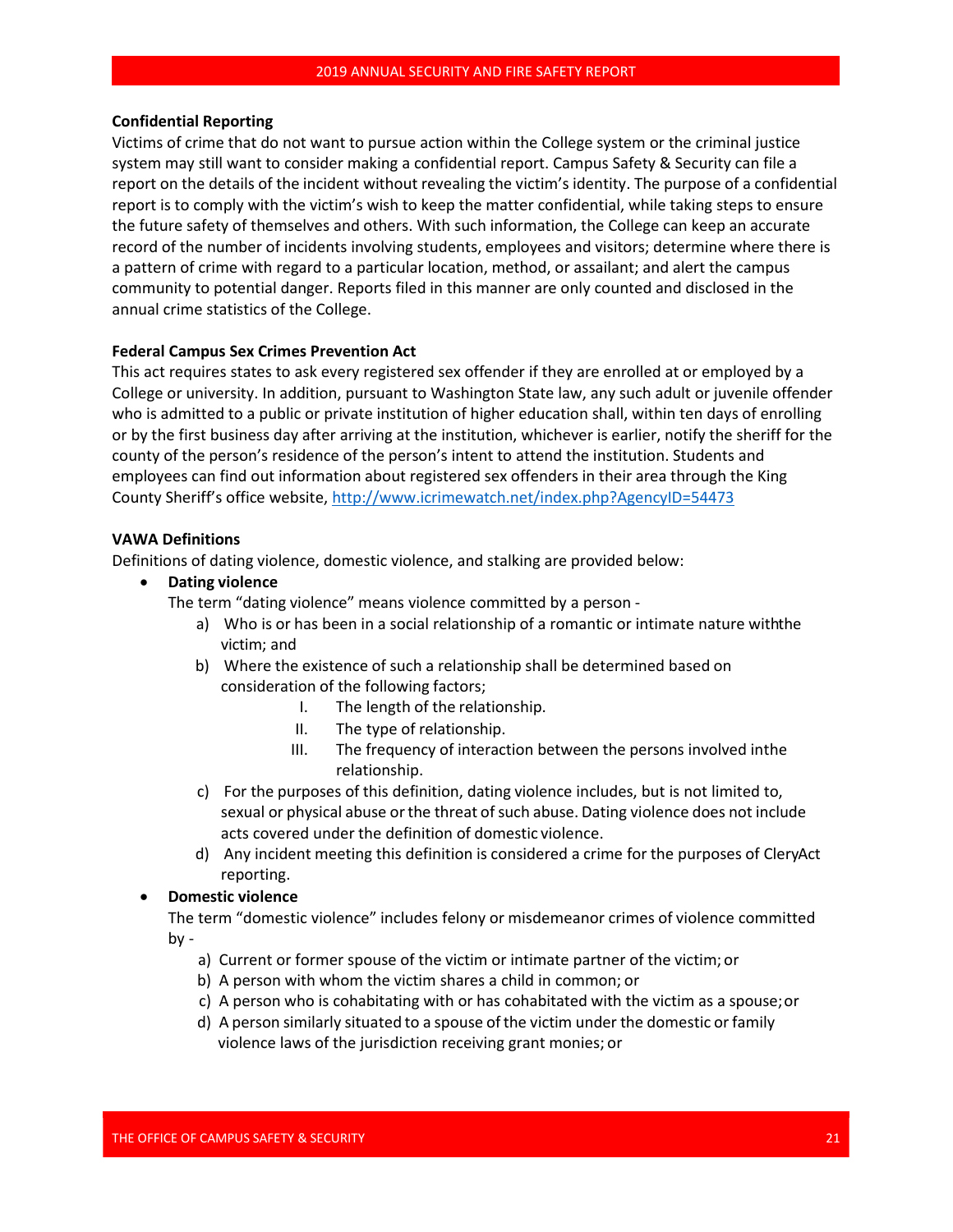**Confidential Reporting**

Victims of crime that do not want to pursue action within the College system or the criminal justice system may still want to consider making a confidential report. Campus Safety & Security can file a report on the details of the incident without revealing the victim's identity. The purpose of a confidential report is to comply with the victim's wish to keep the matter confidential, while taking steps to ensure the future safety of themselves and others. With such information, the College can keep an accurate record of the number of incidents involving students, employees and visitors; determine where there is a pattern of crime with regard to a particular location, method, or assailant; and alert the campus community to potential danger. Reports filed in this manner are only counted and disclosed in the annual crime statistics of the College.

**Federal Campus Sex Crimes Prevention Act**

This act requires states to ask every registered sex offender if they are enrolled at or employed by a College or university. In addition, pursuant to Washington State law, any such adult or juvenile offender who is admitted to a public or private institution of higher education shall, within ten days of enrolling or by the first business day after arriving at the institution, whichever is earlier, notify the sheriff for the county of the person's residence of the person's intent to attend the institution. Students and employees can find out information about registered sex offenders in their area through the King County Sheriff's office website, http://www.icrimewatch.net/index.php?AgencyID=54473

**VAWA Definitions**

Definitions of dating violence, domestic violence, and stalking are provided below:

- **Dating violence**
  The term "dating violence" means violence committed by a person -
  a) Who is or has been in a social relationship of a romantic or intimate nature withthe victim; and
  b) Where the existence of such a relationship shall be determined based on consideration of the following factors;
     I. The length of the relationship.
     II. The type of relationship.
     III. The frequency of interaction between the persons involved inthe relationship.
  c) For the purposes of this definition, dating violence includes, but is not limited to, sexual or physical abuse or the threat of such abuse. Dating violence does not include acts covered under the definition of domestic violence.
  d) Any incident meeting this definition is considered a crime for the purposes of CleryAct reporting.
- **Domestic violence**
  The term "domestic violence" includes felony or misdemeanor crimes of violence committed by -
  a) Current or former spouse of the victim or intimate partner of the victim; or
  b) A person with whom the victim shares a child in common; or
  c) A person who is cohabitating with or has cohabitated with the victim as a spouse; or
  d) A person similarly situated to a spouse of the victim under the domestic or family violence laws of the jurisdiction receiving grant monies; or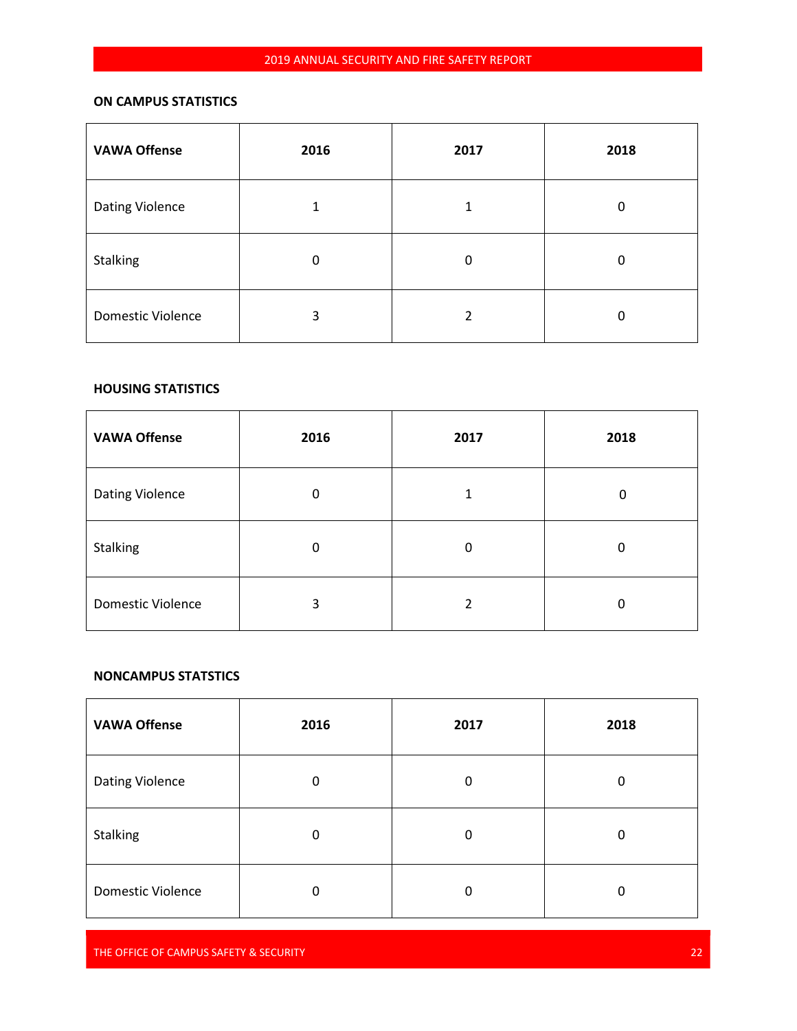**ON CAMPUS STATISTICS**

| VAWA Offense | 2016 | 2017 | 2018 |
|---|---|---|---|
| Dating Violence | 1 | 1 | 0 |
| Stalking | 0 | 0 | 0 |
| Domestic Violence | 3 | 2 | 0 |

**HOUSING STATISTICS**

| VAWA Offense | 2016 | 2017 | 2018 |
|---|---|---|---|
| Dating Violence | 0 | 1 | 0 |
| Stalking | 0 | 0 | 0 |
| Domestic Violence | 3 | 2 | 0 |

**NONCAMPUS STATSTICS**

| VAWA Offense | 2016 | 2017 | 2018 |
|---|---|---|---|
| Dating Violence | 0 | 0 | 0 |
| Stalking | 0 | 0 | 0 |
| Domestic Violence | 0 | 0 | 0 |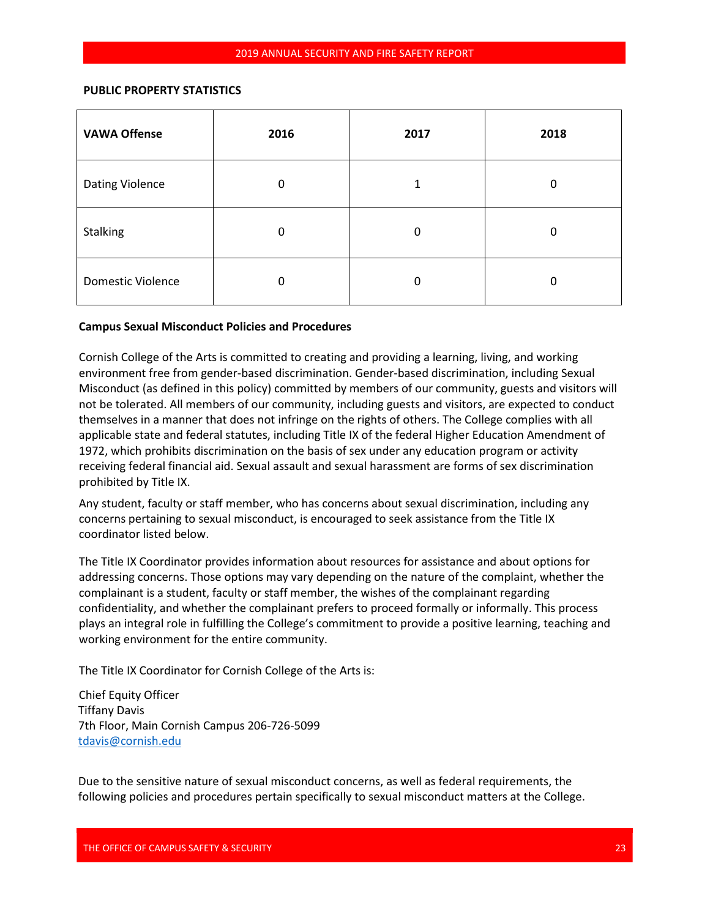**PUBLIC PROPERTY STATISTICS**

| VAWA Offense | 2016 | 2017 | 2018 |
|---|---|---|---|
| Dating Violence | 0 | 1 | 0 |
| Stalking | 0 | 0 | 0 |
| Domestic Violence | 0 | 0 | 0 |

**Campus Sexual Misconduct Policies and Procedures**

Cornish College of the Arts is committed to creating and providing a learning, living, and working environment free from gender-based discrimination. Gender-based discrimination, including Sexual Misconduct (as defined in this policy) committed by members of our community, guests and visitors will not be tolerated. All members of our community, including guests and visitors, are expected to conduct themselves in a manner that does not infringe on the rights of others. The College complies with all applicable state and federal statutes, including Title IX of the federal Higher Education Amendment of 1972, which prohibits discrimination on the basis of sex under any education program or activity receiving federal financial aid. Sexual assault and sexual harassment are forms of sex discrimination prohibited by Title IX.

Any student, faculty or staff member, who has concerns about sexual discrimination, including any concerns pertaining to sexual misconduct, is encouraged to seek assistance from the Title IX coordinator listed below.

The Title IX Coordinator provides information about resources for assistance and about options for addressing concerns. Those options may vary depending on the nature of the complaint, whether the complainant is a student, faculty or staff member, the wishes of the complainant regarding confidentiality, and whether the complainant prefers to proceed formally or informally. This process plays an integral role in fulfilling the College's commitment to provide a positive learning, teaching and working environment for the entire community.

The Title IX Coordinator for Cornish College of the Arts is:

Chief Equity Officer
Tiffany Davis
7th Floor, Main Cornish Campus 206-726-5099
tdavis@cornish.edu

Due to the sensitive nature of sexual misconduct concerns, as well as federal requirements, the following policies and procedures pertain specifically to sexual misconduct matters at the College.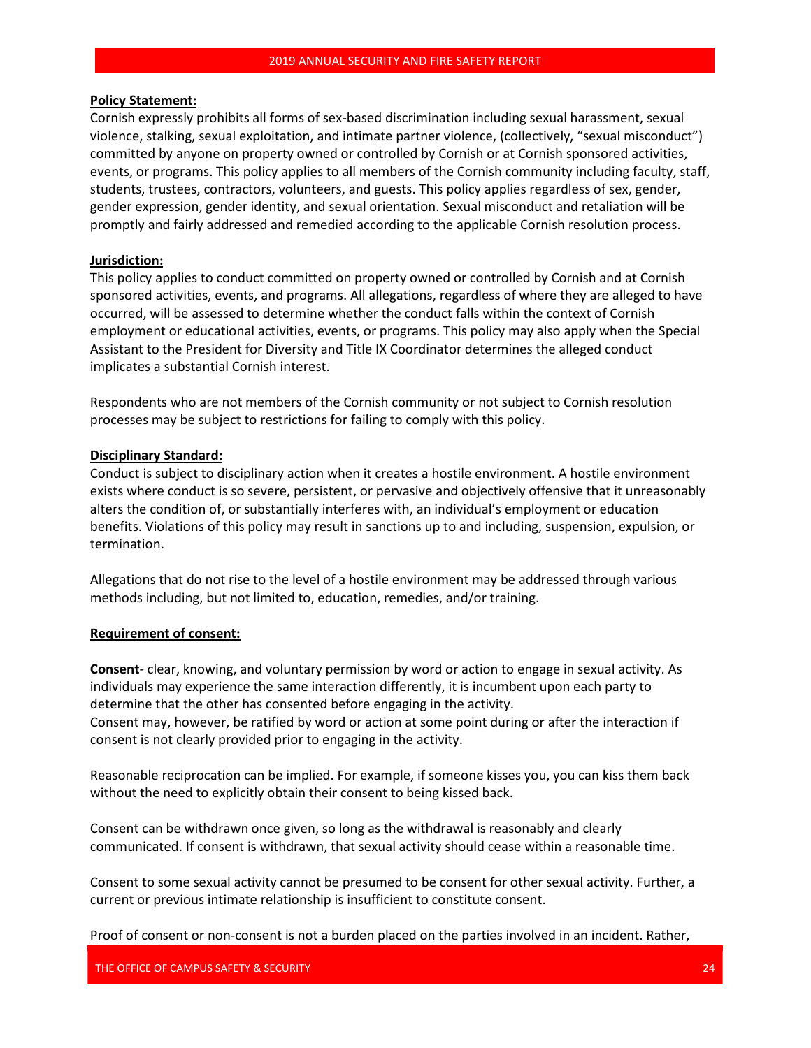**Policy Statement:**

Cornish expressly prohibits all forms of sex-based discrimination including sexual harassment, sexual violence, stalking, sexual exploitation, and intimate partner violence, (collectively, "sexual misconduct") committed by anyone on property owned or controlled by Cornish or at Cornish sponsored activities, events, or programs. This policy applies to all members of the Cornish community including faculty, staff, students, trustees, contractors, volunteers, and guests. This policy applies regardless of sex, gender, gender expression, gender identity, and sexual orientation. Sexual misconduct and retaliation will be promptly and fairly addressed and remedied according to the applicable Cornish resolution process.

**Jurisdiction:**

This policy applies to conduct committed on property owned or controlled by Cornish and at Cornish sponsored activities, events, and programs. All allegations, regardless of where they are alleged to have occurred, will be assessed to determine whether the conduct falls within the context of Cornish employment or educational activities, events, or programs. This policy may also apply when the Special Assistant to the President for Diversity and Title IX Coordinator determines the alleged conduct implicates a substantial Cornish interest.

Respondents who are not members of the Cornish community or not subject to Cornish resolution processes may be subject to restrictions for failing to comply with this policy.

**Disciplinary Standard:**

Conduct is subject to disciplinary action when it creates a hostile environment. A hostile environment exists where conduct is so severe, persistent, or pervasive and objectively offensive that it unreasonably alters the condition of, or substantially interferes with, an individual's employment or education benefits. Violations of this policy may result in sanctions up to and including, suspension, expulsion, or termination.

Allegations that do not rise to the level of a hostile environment may be addressed through various methods including, but not limited to, education, remedies, and/or training.

**Requirement of consent:**

**Consent**- clear, knowing, and voluntary permission by word or action to engage in sexual activity. As individuals may experience the same interaction differently, it is incumbent upon each party to determine that the other has consented before engaging in the activity.
Consent may, however, be ratified by word or action at some point during or after the interaction if consent is not clearly provided prior to engaging in the activity.

Reasonable reciprocation can be implied. For example, if someone kisses you, you can kiss them back without the need to explicitly obtain their consent to being kissed back.

Consent can be withdrawn once given, so long as the withdrawal is reasonably and clearly communicated. If consent is withdrawn, that sexual activity should cease within a reasonable time.

Consent to some sexual activity cannot be presumed to be consent for other sexual activity. Further, a current or previous intimate relationship is insufficient to constitute consent.

Proof of consent or non-consent is not a burden placed on the parties involved in an incident. Rather,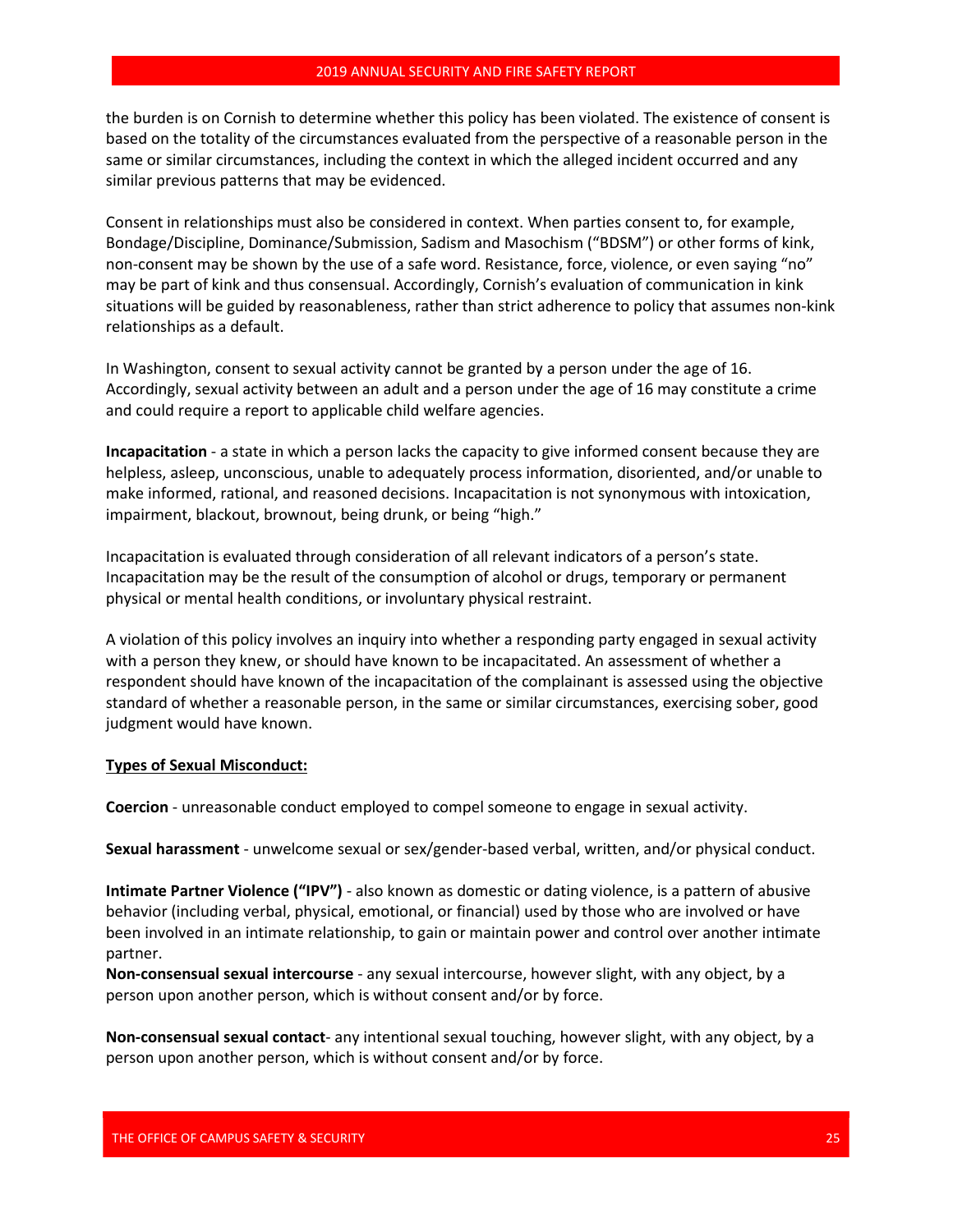the burden is on Cornish to determine whether this policy has been violated. The existence of consent is based on the totality of the circumstances evaluated from the perspective of a reasonable person in the same or similar circumstances, including the context in which the alleged incident occurred and any similar previous patterns that may be evidenced.

Consent in relationships must also be considered in context. When parties consent to, for example, Bondage/Discipline, Dominance/Submission, Sadism and Masochism ("BDSM") or other forms of kink, non-consent may be shown by the use of a safe word. Resistance, force, violence, or even saying "no" may be part of kink and thus consensual. Accordingly, Cornish's evaluation of communication in kink situations will be guided by reasonableness, rather than strict adherence to policy that assumes non-kink relationships as a default.

In Washington, consent to sexual activity cannot be granted by a person under the age of 16. Accordingly, sexual activity between an adult and a person under the age of 16 may constitute a crime and could require a report to applicable child welfare agencies.

**Incapacitation** - a state in which a person lacks the capacity to give informed consent because they are helpless, asleep, unconscious, unable to adequately process information, disoriented, and/or unable to make informed, rational, and reasoned decisions. Incapacitation is not synonymous with intoxication, impairment, blackout, brownout, being drunk, or being "high."

Incapacitation is evaluated through consideration of all relevant indicators of a person's state. Incapacitation may be the result of the consumption of alcohol or drugs, temporary or permanent physical or mental health conditions, or involuntary physical restraint.

A violation of this policy involves an inquiry into whether a responding party engaged in sexual activity with a person they knew, or should have known to be incapacitated. An assessment of whether a respondent should have known of the incapacitation of the complainant is assessed using the objective standard of whether a reasonable person, in the same or similar circumstances, exercising sober, good judgment would have known.

**Types of Sexual Misconduct:**

**Coercion** - unreasonable conduct employed to compel someone to engage in sexual activity.

**Sexual harassment** - unwelcome sexual or sex/gender-based verbal, written, and/or physical conduct.

**Intimate Partner Violence ("IPV")** - also known as domestic or dating violence, is a pattern of abusive behavior (including verbal, physical, emotional, or financial) used by those who are involved or have been involved in an intimate relationship, to gain or maintain power and control over another intimate partner.

**Non-consensual sexual intercourse** - any sexual intercourse, however slight, with any object, by a person upon another person, which is without consent and/or by force.

**Non-consensual sexual contact**- any intentional sexual touching, however slight, with any object, by a person upon another person, which is without consent and/or by force.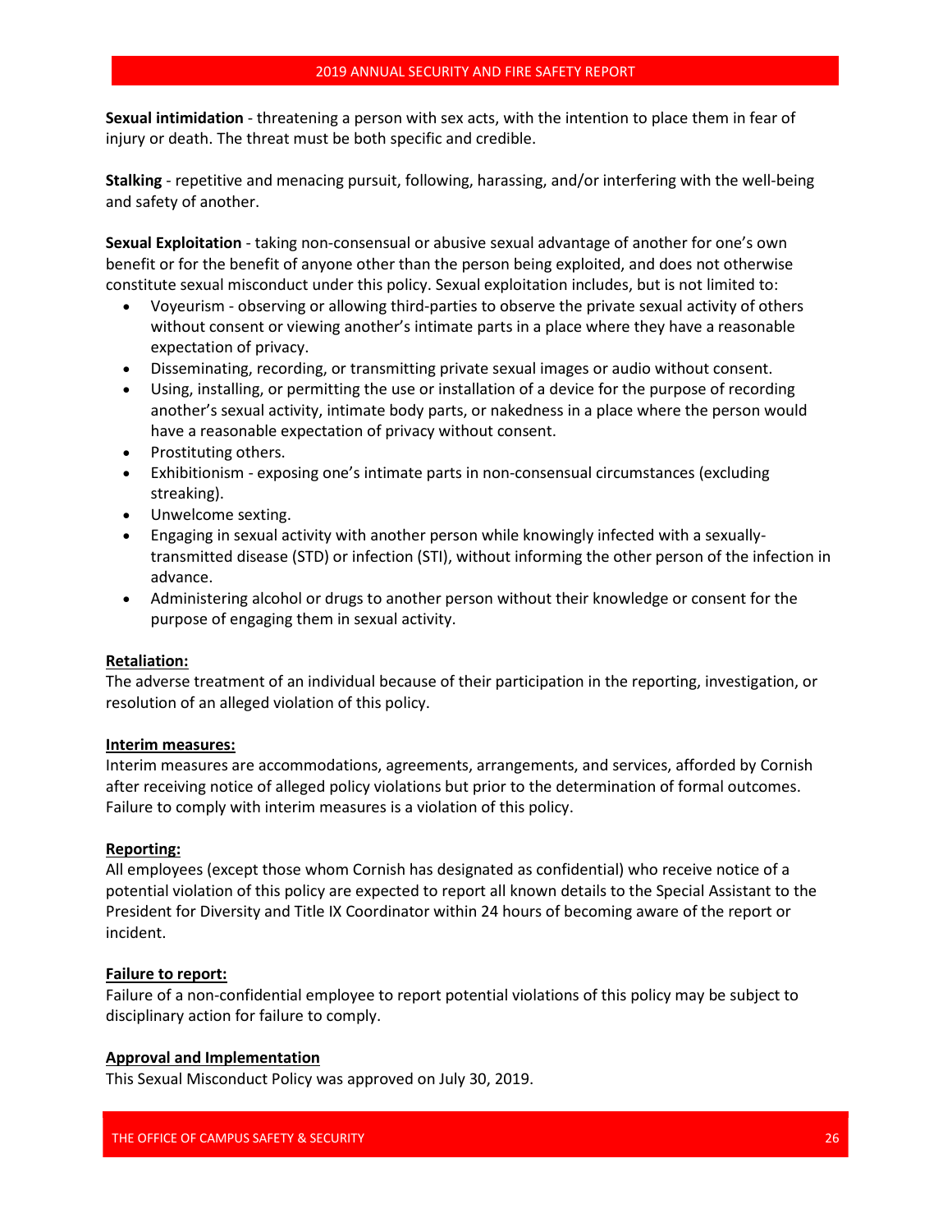**Sexual intimidation** - threatening a person with sex acts, with the intention to place them in fear of injury or death. The threat must be both specific and credible.

**Stalking** - repetitive and menacing pursuit, following, harassing, and/or interfering with the well-being and safety of another.

**Sexual Exploitation** - taking non-consensual or abusive sexual advantage of another for one's own benefit or for the benefit of anyone other than the person being exploited, and does not otherwise constitute sexual misconduct under this policy. Sexual exploitation includes, but is not limited to:

- Voyeurism - observing or allowing third-parties to observe the private sexual activity of others without consent or viewing another's intimate parts in a place where they have a reasonable expectation of privacy.
- Disseminating, recording, or transmitting private sexual images or audio without consent.
- Using, installing, or permitting the use or installation of a device for the purpose of recording another's sexual activity, intimate body parts, or nakedness in a place where the person would have a reasonable expectation of privacy without consent.
- Prostituting others.
- Exhibitionism - exposing one's intimate parts in non-consensual circumstances (excluding streaking).
- Unwelcome sexting.
- Engaging in sexual activity with another person while knowingly infected with a sexually-transmitted disease (STD) or infection (STI), without informing the other person of the infection in advance.
- Administering alcohol or drugs to another person without their knowledge or consent for the purpose of engaging them in sexual activity.

**Retaliation:**

The adverse treatment of an individual because of their participation in the reporting, investigation, or resolution of an alleged violation of this policy.

**Interim measures:**

Interim measures are accommodations, agreements, arrangements, and services, afforded by Cornish after receiving notice of alleged policy violations but prior to the determination of formal outcomes. Failure to comply with interim measures is a violation of this policy.

**Reporting:**

All employees (except those whom Cornish has designated as confidential) who receive notice of a potential violation of this policy are expected to report all known details to the Special Assistant to the President for Diversity and Title IX Coordinator within 24 hours of becoming aware of the report or incident.

**Failure to report:**

Failure of a non-confidential employee to report potential violations of this policy may be subject to disciplinary action for failure to comply.

**Approval and Implementation**

This Sexual Misconduct Policy was approved on July 30, 2019.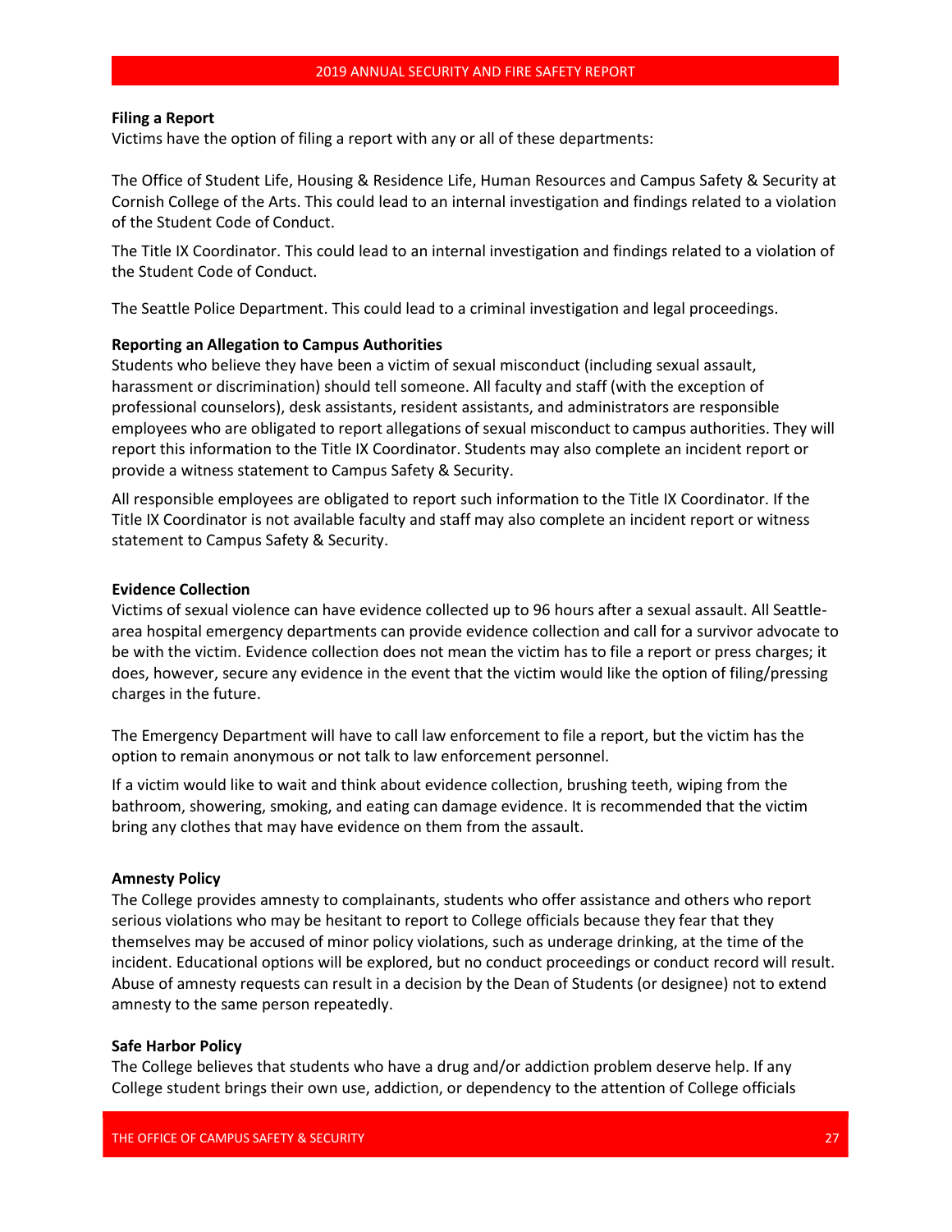**Filing a Report**

Victims have the option of filing a report with any or all of these departments:

The Office of Student Life, Housing & Residence Life, Human Resources and Campus Safety & Security at Cornish College of the Arts. This could lead to an internal investigation and findings related to a violation of the Student Code of Conduct.

The Title IX Coordinator. This could lead to an internal investigation and findings related to a violation of the Student Code of Conduct.

The Seattle Police Department. This could lead to a criminal investigation and legal proceedings.

**Reporting an Allegation to Campus Authorities**

Students who believe they have been a victim of sexual misconduct (including sexual assault, harassment or discrimination) should tell someone. All faculty and staff (with the exception of professional counselors), desk assistants, resident assistants, and administrators are responsible employees who are obligated to report allegations of sexual misconduct to campus authorities. They will report this information to the Title IX Coordinator. Students may also complete an incident report or provide a witness statement to Campus Safety & Security.

All responsible employees are obligated to report such information to the Title IX Coordinator. If the Title IX Coordinator is not available faculty and staff may also complete an incident report or witness statement to Campus Safety & Security.

**Evidence Collection**

Victims of sexual violence can have evidence collected up to 96 hours after a sexual assault. All Seattle-area hospital emergency departments can provide evidence collection and call for a survivor advocate to be with the victim. Evidence collection does not mean the victim has to file a report or press charges; it does, however, secure any evidence in the event that the victim would like the option of filing/pressing charges in the future.

The Emergency Department will have to call law enforcement to file a report, but the victim has the option to remain anonymous or not talk to law enforcement personnel.

If a victim would like to wait and think about evidence collection, brushing teeth, wiping from the bathroom, showering, smoking, and eating can damage evidence. It is recommended that the victim bring any clothes that may have evidence on them from the assault.

**Amnesty Policy**

The College provides amnesty to complainants, students who offer assistance and others who report serious violations who may be hesitant to report to College officials because they fear that they themselves may be accused of minor policy violations, such as underage drinking, at the time of the incident. Educational options will be explored, but no conduct proceedings or conduct record will result. Abuse of amnesty requests can result in a decision by the Dean of Students (or designee) not to extend amnesty to the same person repeatedly.

**Safe Harbor Policy**

The College believes that students who have a drug and/or addiction problem deserve help. If any College student brings their own use, addiction, or dependency to the attention of College officials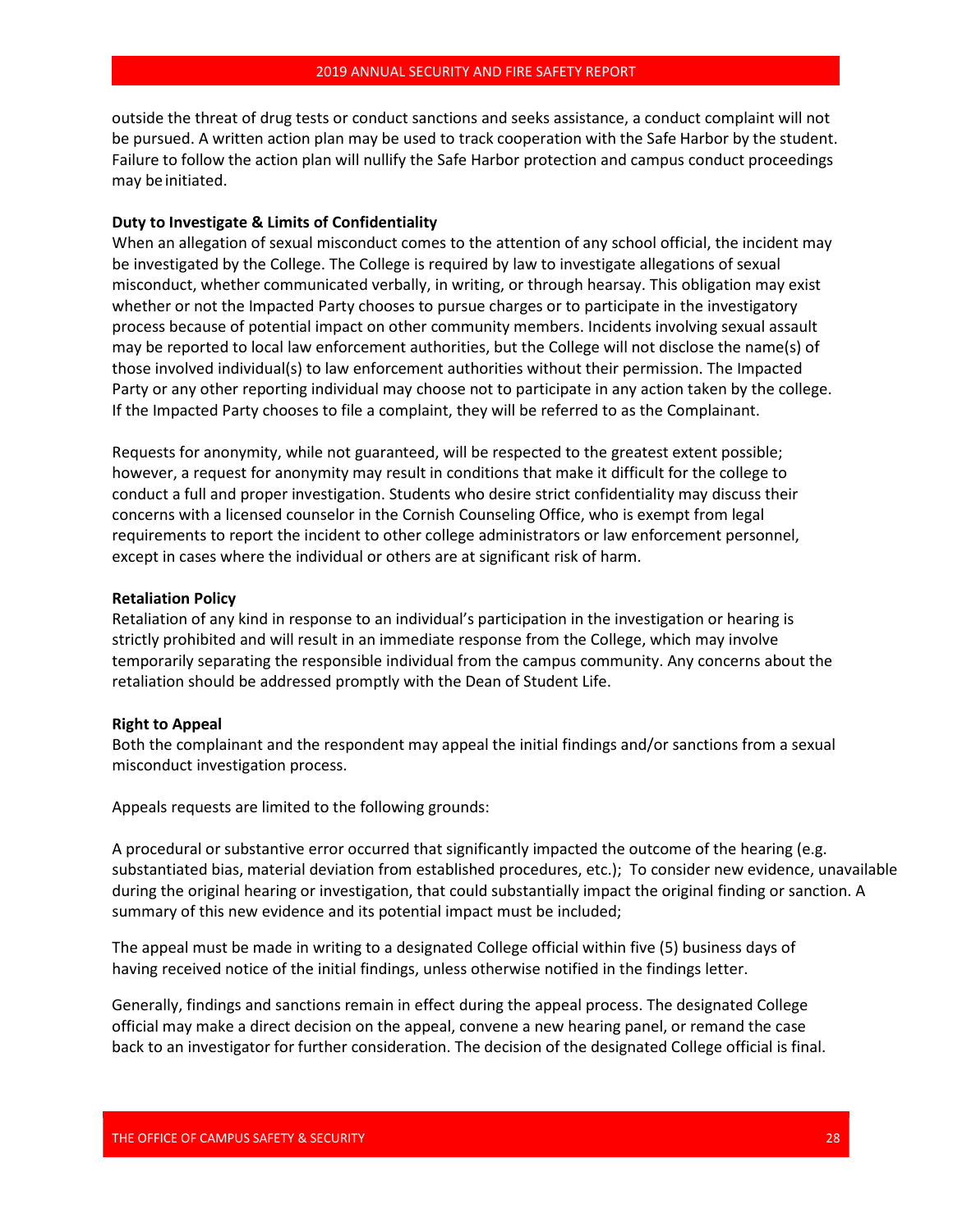outside the threat of drug tests or conduct sanctions and seeks assistance, a conduct complaint will not be pursued. A written action plan may be used to track cooperation with the Safe Harbor by the student. Failure to follow the action plan will nullify the Safe Harbor protection and campus conduct proceedings may be initiated.

**Duty to Investigate & Limits of Confidentiality**

When an allegation of sexual misconduct comes to the attention of any school official, the incident may be investigated by the College. The College is required by law to investigate allegations of sexual misconduct, whether communicated verbally, in writing, or through hearsay. This obligation may exist whether or not the Impacted Party chooses to pursue charges or to participate in the investigatory process because of potential impact on other community members. Incidents involving sexual assault may be reported to local law enforcement authorities, but the College will not disclose the name(s) of those involved individual(s) to law enforcement authorities without their permission. The Impacted Party or any other reporting individual may choose not to participate in any action taken by the college. If the Impacted Party chooses to file a complaint, they will be referred to as the Complainant.

Requests for anonymity, while not guaranteed, will be respected to the greatest extent possible; however, a request for anonymity may result in conditions that make it difficult for the college to conduct a full and proper investigation. Students who desire strict confidentiality may discuss their concerns with a licensed counselor in the Cornish Counseling Office, who is exempt from legal requirements to report the incident to other college administrators or law enforcement personnel, except in cases where the individual or others are at significant risk of harm.

**Retaliation Policy**

Retaliation of any kind in response to an individual's participation in the investigation or hearing is strictly prohibited and will result in an immediate response from the College, which may involve temporarily separating the responsible individual from the campus community. Any concerns about the retaliation should be addressed promptly with the Dean of Student Life.

**Right to Appeal**

Both the complainant and the respondent may appeal the initial findings and/or sanctions from a sexual misconduct investigation process.

Appeals requests are limited to the following grounds:

A procedural or substantive error occurred that significantly impacted the outcome of the hearing (e.g. substantiated bias, material deviation from established procedures, etc.); To consider new evidence, unavailable during the original hearing or investigation, that could substantially impact the original finding or sanction. A summary of this new evidence and its potential impact must be included;

The appeal must be made in writing to a designated College official within five (5) business days of having received notice of the initial findings, unless otherwise notified in the findings letter.

Generally, findings and sanctions remain in effect during the appeal process. The designated College official may make a direct decision on the appeal, convene a new hearing panel, or remand the case back to an investigator for further consideration. The decision of the designated College official is final.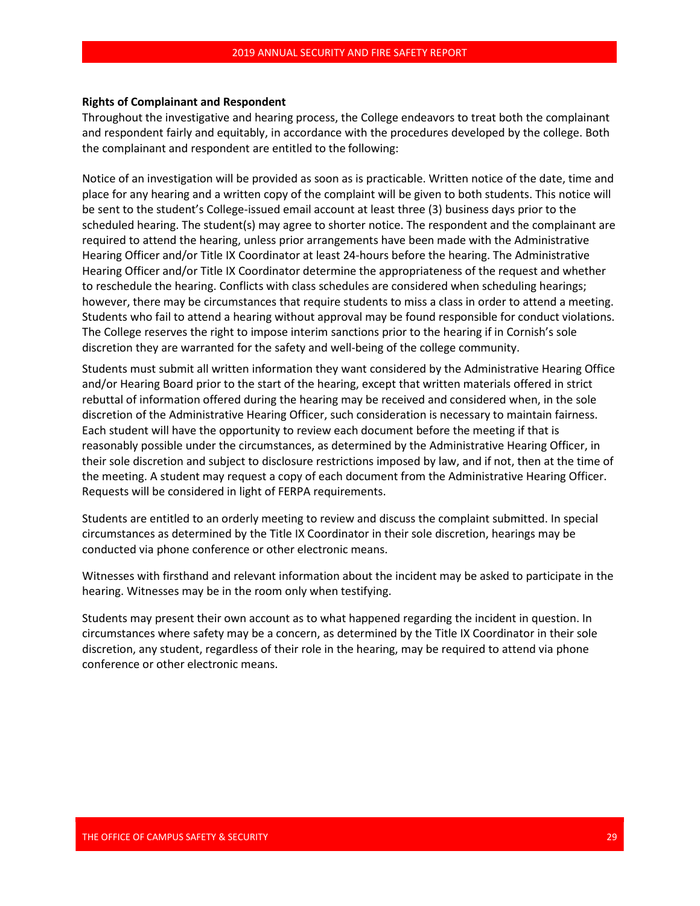**Rights of Complainant and Respondent**

Throughout the investigative and hearing process, the College endeavors to treat both the complainant and respondent fairly and equitably, in accordance with the procedures developed by the college. Both the complainant and respondent are entitled to the following:

Notice of an investigation will be provided as soon as is practicable. Written notice of the date, time and place for any hearing and a written copy of the complaint will be given to both students. This notice will be sent to the student's College-issued email account at least three (3) business days prior to the scheduled hearing. The student(s) may agree to shorter notice. The respondent and the complainant are required to attend the hearing, unless prior arrangements have been made with the Administrative Hearing Officer and/or Title IX Coordinator at least 24-hours before the hearing. The Administrative Hearing Officer and/or Title IX Coordinator determine the appropriateness of the request and whether to reschedule the hearing. Conflicts with class schedules are considered when scheduling hearings; however, there may be circumstances that require students to miss a class in order to attend a meeting. Students who fail to attend a hearing without approval may be found responsible for conduct violations. The College reserves the right to impose interim sanctions prior to the hearing if in Cornish's sole discretion they are warranted for the safety and well-being of the college community.

Students must submit all written information they want considered by the Administrative Hearing Office and/or Hearing Board prior to the start of the hearing, except that written materials offered in strict rebuttal of information offered during the hearing may be received and considered when, in the sole discretion of the Administrative Hearing Officer, such consideration is necessary to maintain fairness. Each student will have the opportunity to review each document before the meeting if that is reasonably possible under the circumstances, as determined by the Administrative Hearing Officer, in their sole discretion and subject to disclosure restrictions imposed by law, and if not, then at the time of the meeting. A student may request a copy of each document from the Administrative Hearing Officer. Requests will be considered in light of FERPA requirements.

Students are entitled to an orderly meeting to review and discuss the complaint submitted. In special circumstances as determined by the Title IX Coordinator in their sole discretion, hearings may be conducted via phone conference or other electronic means.

Witnesses with firsthand and relevant information about the incident may be asked to participate in the hearing. Witnesses may be in the room only when testifying.

Students may present their own account as to what happened regarding the incident in question. In circumstances where safety may be a concern, as determined by the Title IX Coordinator in their sole discretion, any student, regardless of their role in the hearing, may be required to attend via phone conference or other electronic means.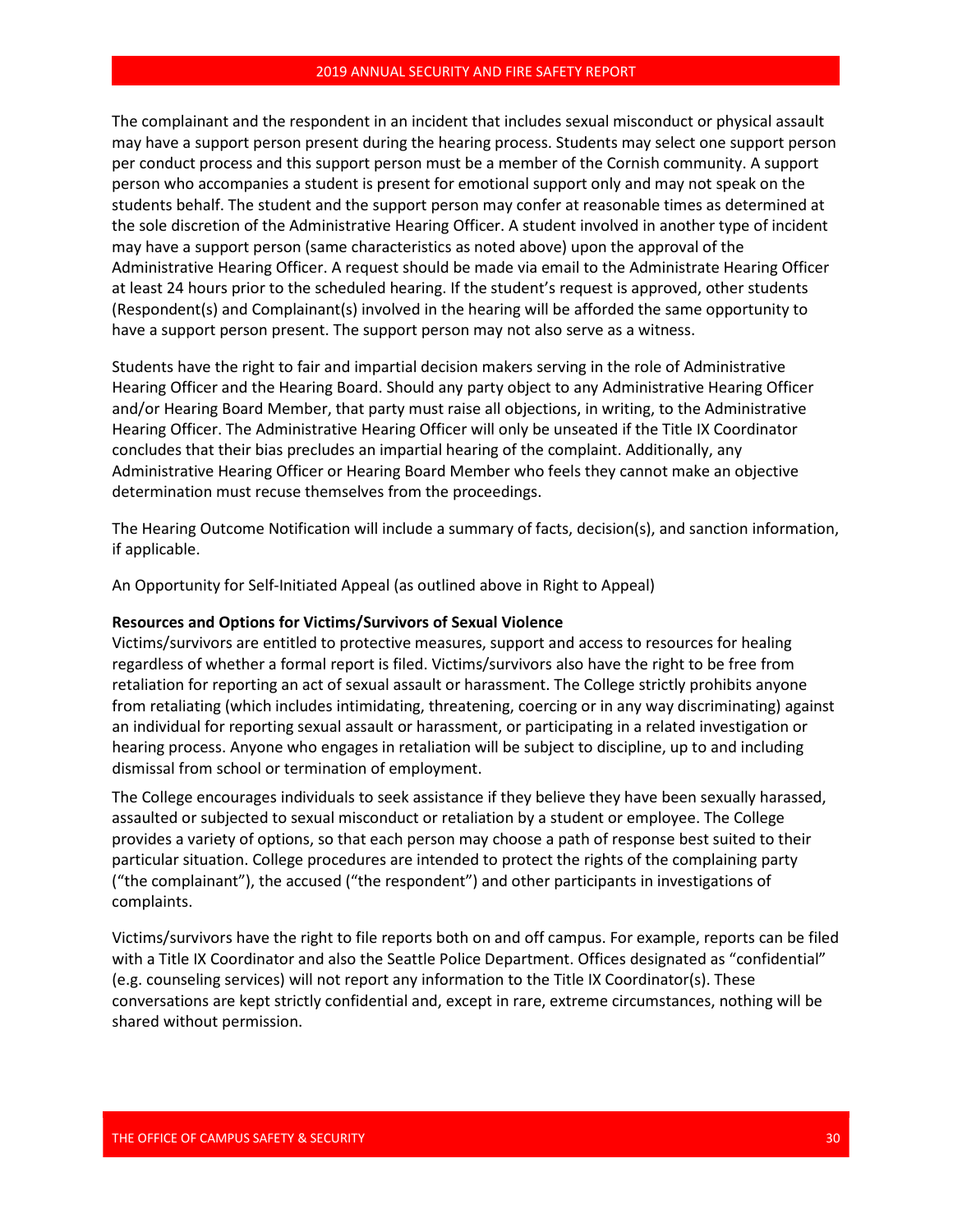The complainant and the respondent in an incident that includes sexual misconduct or physical assault may have a support person present during the hearing process. Students may select one support person per conduct process and this support person must be a member of the Cornish community. A support person who accompanies a student is present for emotional support only and may not speak on the students behalf. The student and the support person may confer at reasonable times as determined at the sole discretion of the Administrative Hearing Officer. A student involved in another type of incident may have a support person (same characteristics as noted above) upon the approval of the Administrative Hearing Officer. A request should be made via email to the Administrate Hearing Officer at least 24 hours prior to the scheduled hearing. If the student's request is approved, other students (Respondent(s) and Complainant(s) involved in the hearing will be afforded the same opportunity to have a support person present. The support person may not also serve as a witness.

Students have the right to fair and impartial decision makers serving in the role of Administrative Hearing Officer and the Hearing Board. Should any party object to any Administrative Hearing Officer and/or Hearing Board Member, that party must raise all objections, in writing, to the Administrative Hearing Officer. The Administrative Hearing Officer will only be unseated if the Title IX Coordinator concludes that their bias precludes an impartial hearing of the complaint. Additionally, any Administrative Hearing Officer or Hearing Board Member who feels they cannot make an objective determination must recuse themselves from the proceedings.

The Hearing Outcome Notification will include a summary of facts, decision(s), and sanction information, if applicable.

An Opportunity for Self-Initiated Appeal (as outlined above in Right to Appeal)

**Resources and Options for Victims/Survivors of Sexual Violence**

Victims/survivors are entitled to protective measures, support and access to resources for healing regardless of whether a formal report is filed. Victims/survivors also have the right to be free from retaliation for reporting an act of sexual assault or harassment. The College strictly prohibits anyone from retaliating (which includes intimidating, threatening, coercing or in any way discriminating) against an individual for reporting sexual assault or harassment, or participating in a related investigation or hearing process. Anyone who engages in retaliation will be subject to discipline, up to and including dismissal from school or termination of employment.

The College encourages individuals to seek assistance if they believe they have been sexually harassed, assaulted or subjected to sexual misconduct or retaliation by a student or employee. The College provides a variety of options, so that each person may choose a path of response best suited to their particular situation. College procedures are intended to protect the rights of the complaining party ("the complainant"), the accused ("the respondent") and other participants in investigations of complaints.

Victims/survivors have the right to file reports both on and off campus. For example, reports can be filed with a Title IX Coordinator and also the Seattle Police Department. Offices designated as "confidential" (e.g. counseling services) will not report any information to the Title IX Coordinator(s). These conversations are kept strictly confidential and, except in rare, extreme circumstances, nothing will be shared without permission.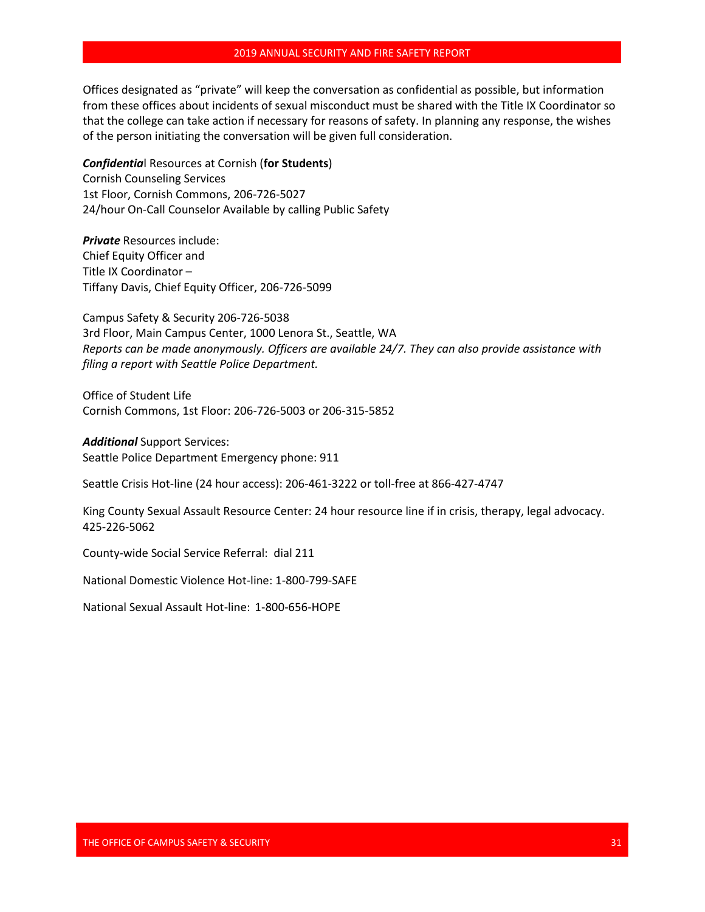Offices designated as “private” will keep the conversation as confidential as possible, but information from these offices about incidents of sexual misconduct must be shared with the Title IX Coordinator so that the college can take action if necessary for reasons of safety. In planning any response, the wishes of the person initiating the conversation will be given full consideration.

***Confidentia***l Resources at Cornish (**for Students**)
Cornish Counseling Services
1st Floor, Cornish Commons, 206-726-5027
24/hour On-Call Counselor Available by calling Public Safety

***Private*** Resources include:
Chief Equity Officer and
Title IX Coordinator –
Tiffany Davis, Chief Equity Officer, 206-726-5099

Campus Safety & Security 206-726-5038
3rd Floor, Main Campus Center, 1000 Lenora St., Seattle, WA
*Reports can be made anonymously. Officers are available 24/7. They can also provide assistance with filing a report with Seattle Police Department.*

Office of Student Life
Cornish Commons, 1st Floor: 206-726-5003 or 206-315-5852

***Additional*** Support Services:
Seattle Police Department Emergency phone: 911

Seattle Crisis Hot-line (24 hour access): 206-461-3222 or toll-free at 866-427-4747

King County Sexual Assault Resource Center: 24 hour resource line if in crisis, therapy, legal advocacy. 425-226-5062

County-wide Social Service Referral: dial 211

National Domestic Violence Hot-line: 1-800-799-SAFE

National Sexual Assault Hot-line: 1-800-656-HOPE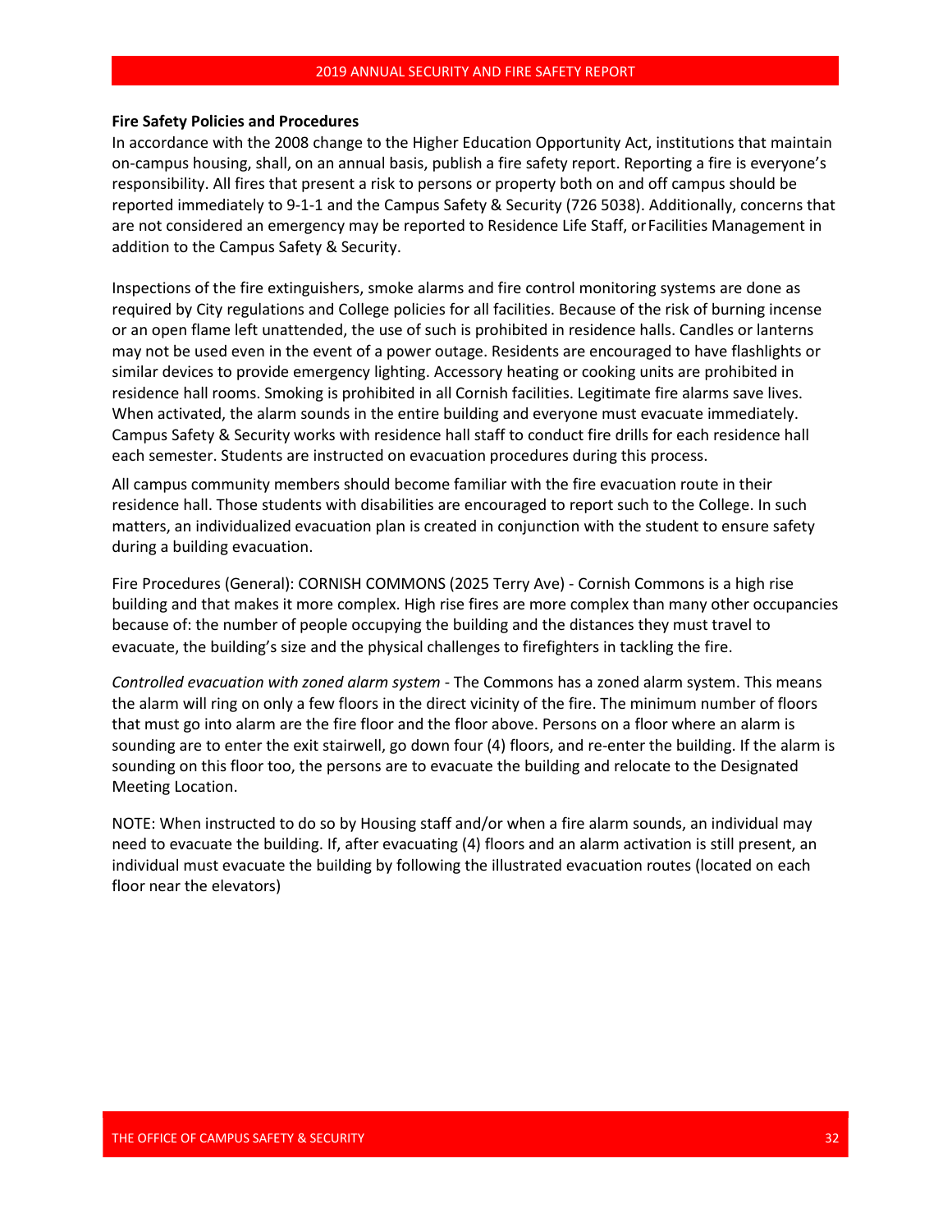**Fire Safety Policies and Procedures**

In accordance with the 2008 change to the Higher Education Opportunity Act, institutions that maintain on-campus housing, shall, on an annual basis, publish a fire safety report. Reporting a fire is everyone's responsibility. All fires that present a risk to persons or property both on and off campus should be reported immediately to 9-1-1 and the Campus Safety & Security (726 5038). Additionally, concerns that are not considered an emergency may be reported to Residence Life Staff, or Facilities Management in addition to the Campus Safety & Security.

Inspections of the fire extinguishers, smoke alarms and fire control monitoring systems are done as required by City regulations and College policies for all facilities. Because of the risk of burning incense or an open flame left unattended, the use of such is prohibited in residence halls. Candles or lanterns may not be used even in the event of a power outage. Residents are encouraged to have flashlights or similar devices to provide emergency lighting. Accessory heating or cooking units are prohibited in residence hall rooms. Smoking is prohibited in all Cornish facilities. Legitimate fire alarms save lives. When activated, the alarm sounds in the entire building and everyone must evacuate immediately. Campus Safety & Security works with residence hall staff to conduct fire drills for each residence hall each semester. Students are instructed on evacuation procedures during this process.

All campus community members should become familiar with the fire evacuation route in their residence hall. Those students with disabilities are encouraged to report such to the College. In such matters, an individualized evacuation plan is created in conjunction with the student to ensure safety during a building evacuation.

Fire Procedures (General): CORNISH COMMONS (2025 Terry Ave) - Cornish Commons is a high rise building and that makes it more complex. High rise fires are more complex than many other occupancies because of: the number of people occupying the building and the distances they must travel to evacuate, the building's size and the physical challenges to firefighters in tackling the fire.

*Controlled evacuation with zoned alarm system* - The Commons has a zoned alarm system. This means the alarm will ring on only a few floors in the direct vicinity of the fire. The minimum number of floors that must go into alarm are the fire floor and the floor above. Persons on a floor where an alarm is sounding are to enter the exit stairwell, go down four (4) floors, and re-enter the building. If the alarm is sounding on this floor too, the persons are to evacuate the building and relocate to the Designated Meeting Location.

NOTE: When instructed to do so by Housing staff and/or when a fire alarm sounds, an individual may need to evacuate the building. If, after evacuating (4) floors and an alarm activation is still present, an individual must evacuate the building by following the illustrated evacuation routes (located on each floor near the elevators)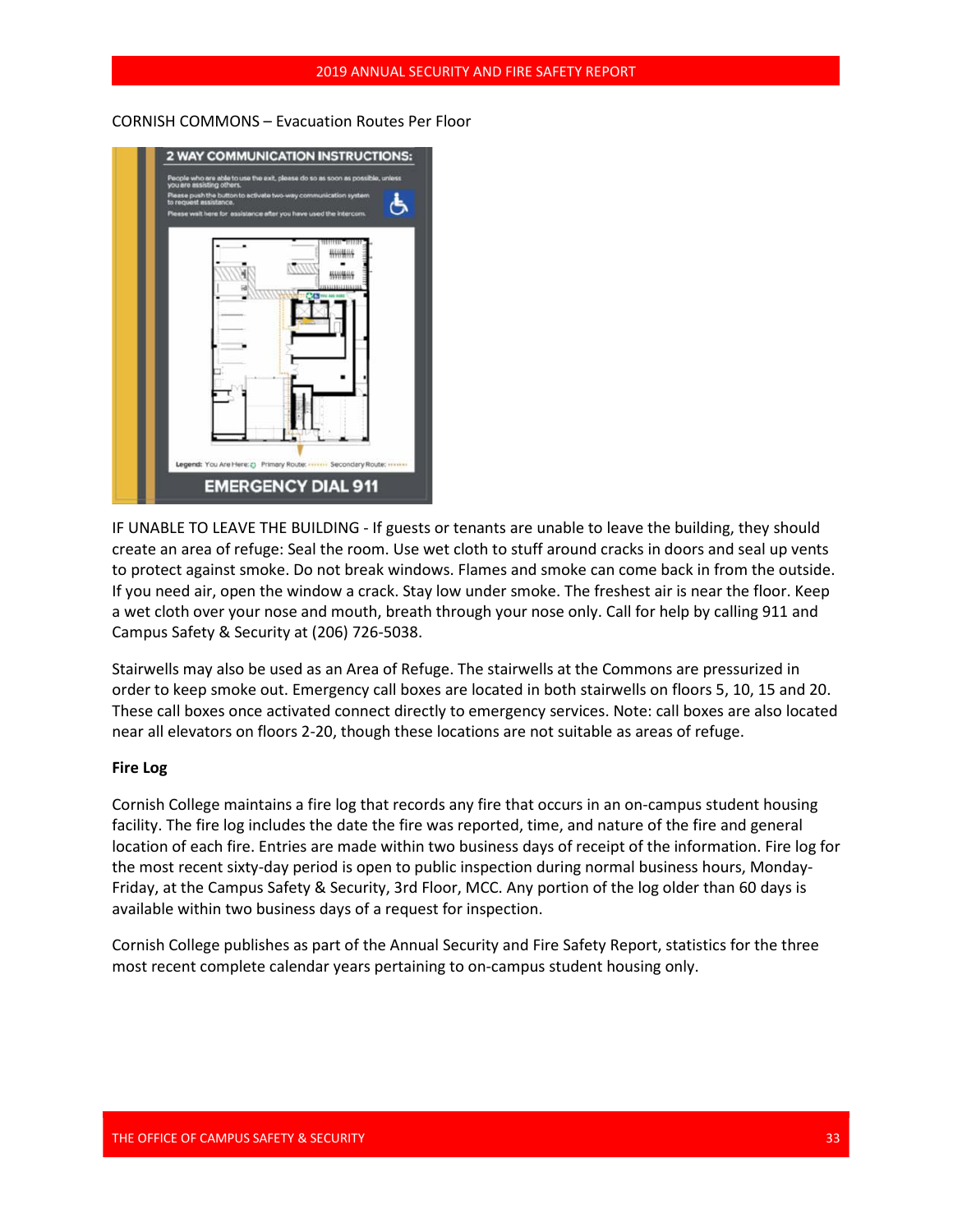CORNISH COMMONS – Evacuation Routes Per Floor

IF UNABLE TO LEAVE THE BUILDING - If guests or tenants are unable to leave the building, they should create an area of refuge: Seal the room. Use wet cloth to stuff around cracks in doors and seal up vents to protect against smoke. Do not break windows. Flames and smoke can come back in from the outside. If you need air, open the window a crack. Stay low under smoke. The freshest air is near the floor. Keep a wet cloth over your nose and mouth, breath through your nose only. Call for help by calling 911 and Campus Safety & Security at (206) 726-5038.

Stairwells may also be used as an Area of Refuge. The stairwells at the Commons are pressurized in order to keep smoke out. Emergency call boxes are located in both stairwells on floors 5, 10, 15 and 20. These call boxes once activated connect directly to emergency services. Note: call boxes are also located near all elevators on floors 2-20, though these locations are not suitable as areas of refuge.

**Fire Log**

Cornish College maintains a fire log that records any fire that occurs in an on-campus student housing facility. The fire log includes the date the fire was reported, time, and nature of the fire and general location of each fire. Entries are made within two business days of receipt of the information. Fire log for the most recent sixty-day period is open to public inspection during normal business hours, Monday-Friday, at the Campus Safety & Security, 3rd Floor, MCC. Any portion of the log older than 60 days is available within two business days of a request for inspection.

Cornish College publishes as part of the Annual Security and Fire Safety Report, statistics for the three most recent complete calendar years pertaining to on-campus student housing only.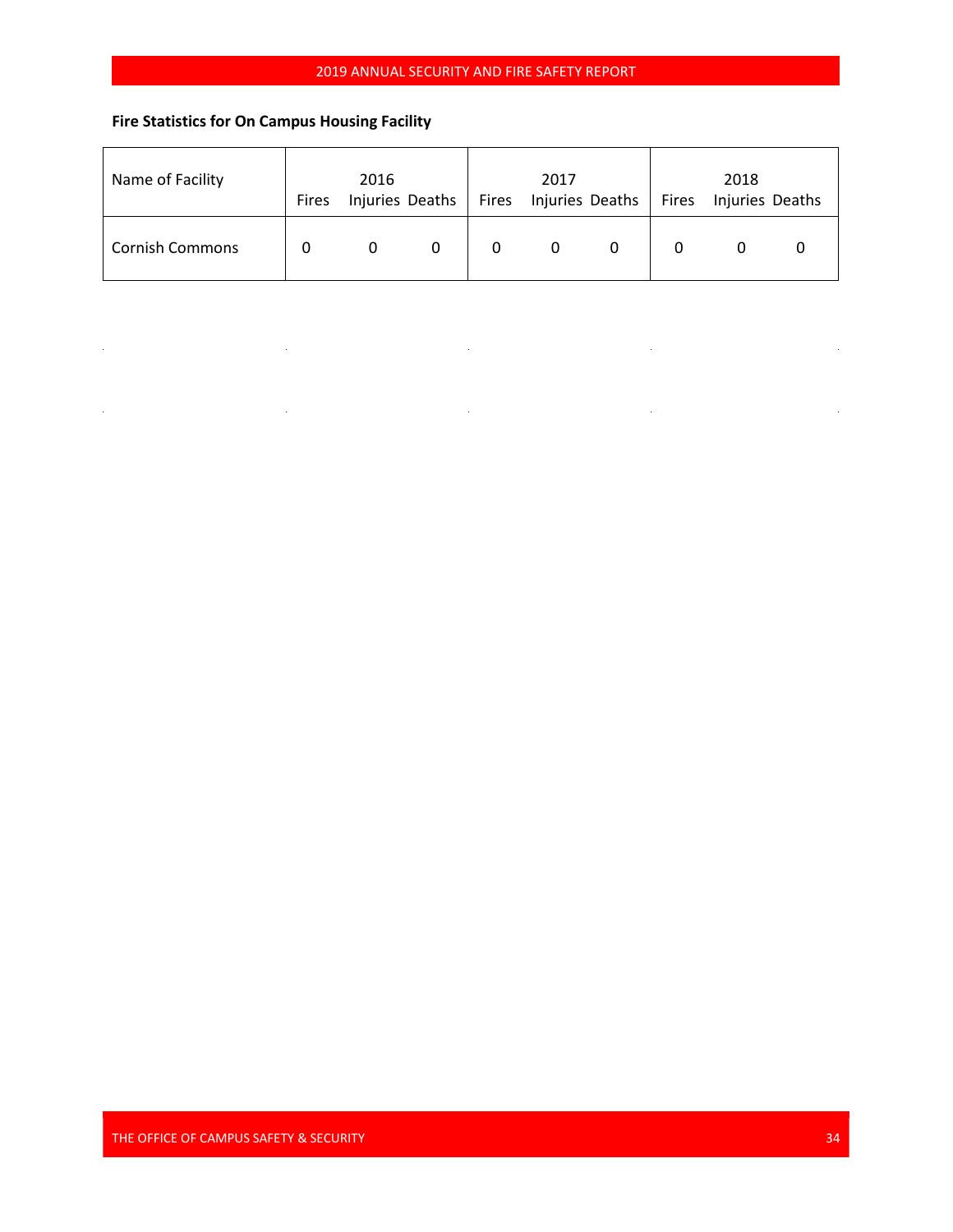**Fire Statistics for On Campus Housing Facility**

| Name of Facility | 2016 | | | 2017 | | | 2018 | | |
|---|---|---|---|---|---|---|---|---|---|
| | Fires | Injuries | Deaths | Fires | Injuries | Deaths | Fires | Injuries | Deaths |
| Cornish Commons | 0 | 0 | 0 | 0 | 0 | 0 | 0 | 0 | 0 |